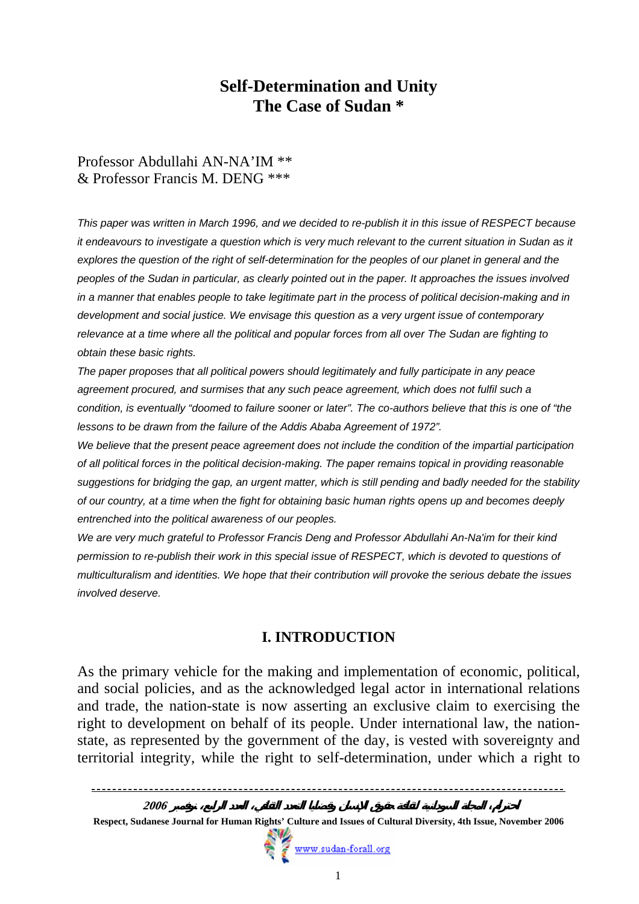# Self-Determination and Unity
# The Case of Sudan *

Professor Abdullahi AN-NA'IM **
& Professor Francis M. DENG ***

*This paper was written in March 1996, and we decided to re-publish it in this issue of RESPECT because it endeavours to investigate a question which is very much relevant to the current situation in Sudan as it explores the question of the right of self-determination for the peoples of our planet in general and the peoples of the Sudan in particular, as clearly pointed out in the paper. It approaches the issues involved in a manner that enables people to take legitimate part in the process of political decision-making and in development and social justice. We envisage this question as a very urgent issue of contemporary relevance at a time where all the political and popular forces from all over The Sudan are fighting to obtain these basic rights.*

*The paper proposes that all political powers should legitimately and fully participate in any peace agreement procured, and surmises that any such peace agreement, which does not fulfil such a condition, is eventually "doomed to failure sooner or later". The co-authors believe that this is one of "the lessons to be drawn from the failure of the Addis Ababa Agreement of 1972".*

*We believe that the present peace agreement does not include the condition of the impartial participation of all political forces in the political decision-making. The paper remains topical in providing reasonable suggestions for bridging the gap, an urgent matter, which is still pending and badly needed for the stability of our country, at a time when the fight for obtaining basic human rights opens up and becomes deeply entrenched into the political awareness of our peoples.*

*We are very much grateful to Professor Francis Deng and Professor Abdullahi An-Na'im for their kind permission to re-publish their work in this special issue of RESPECT, which is devoted to questions of multiculturalism and identities. We hope that their contribution will provoke the serious debate the issues involved deserve.*

## I. INTRODUCTION

As the primary vehicle for the making and implementation of economic, political, and social policies, and as the acknowledged legal actor in international relations and trade, the nation-state is now asserting an exclusive claim to exercising the right to development on behalf of its people. Under international law, the nation-state, as represented by the government of the day, is vested with sovereignty and territorial integrity, while the right to self-determination, under which a right to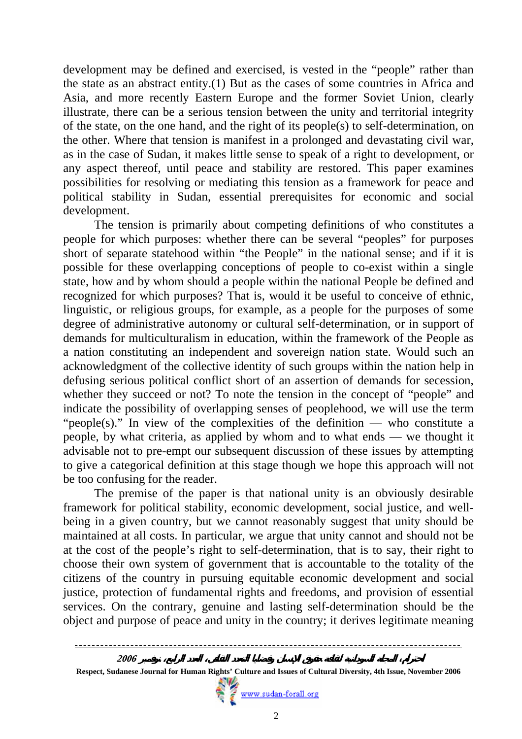development may be defined and exercised, is vested in the "people" rather than the state as an abstract entity.(1) But as the cases of some countries in Africa and Asia, and more recently Eastern Europe and the former Soviet Union, clearly illustrate, there can be a serious tension between the unity and territorial integrity of the state, on the one hand, and the right of its people(s) to self-determination, on the other. Where that tension is manifest in a prolonged and devastating civil war, as in the case of Sudan, it makes little sense to speak of a right to development, or any aspect thereof, until peace and stability are restored. This paper examines possibilities for resolving or mediating this tension as a framework for peace and political stability in Sudan, essential prerequisites for economic and social development.

The tension is primarily about competing definitions of who constitutes a people for which purposes: whether there can be several "peoples" for purposes short of separate statehood within "the People" in the national sense; and if it is possible for these overlapping conceptions of people to co-exist within a single state, how and by whom should a people within the national People be defined and recognized for which purposes? That is, would it be useful to conceive of ethnic, linguistic, or religious groups, for example, as a people for the purposes of some degree of administrative autonomy or cultural self-determination, or in support of demands for multiculturalism in education, within the framework of the People as a nation constituting an independent and sovereign nation state. Would such an acknowledgment of the collective identity of such groups within the nation help in defusing serious political conflict short of an assertion of demands for secession, whether they succeed or not? To note the tension in the concept of "people" and indicate the possibility of overlapping senses of peoplehood, we will use the term "people(s)." In view of the complexities of the definition — who constitute a people, by what criteria, as applied by whom and to what ends — we thought it advisable not to pre-empt our subsequent discussion of these issues by attempting to give a categorical definition at this stage though we hope this approach will not be too confusing for the reader.

The premise of the paper is that national unity is an obviously desirable framework for political stability, economic development, social justice, and well-being in a given country, but we cannot reasonably suggest that unity should be maintained at all costs. In particular, we argue that unity cannot and should not be at the cost of the people's right to self-determination, that is to say, their right to choose their own system of government that is accountable to the totality of the citizens of the country in pursuing equitable economic development and social justice, protection of fundamental rights and freedoms, and provision of essential services. On the contrary, genuine and lasting self-determination should be the object and purpose of peace and unity in the country; it derives legitimate meaning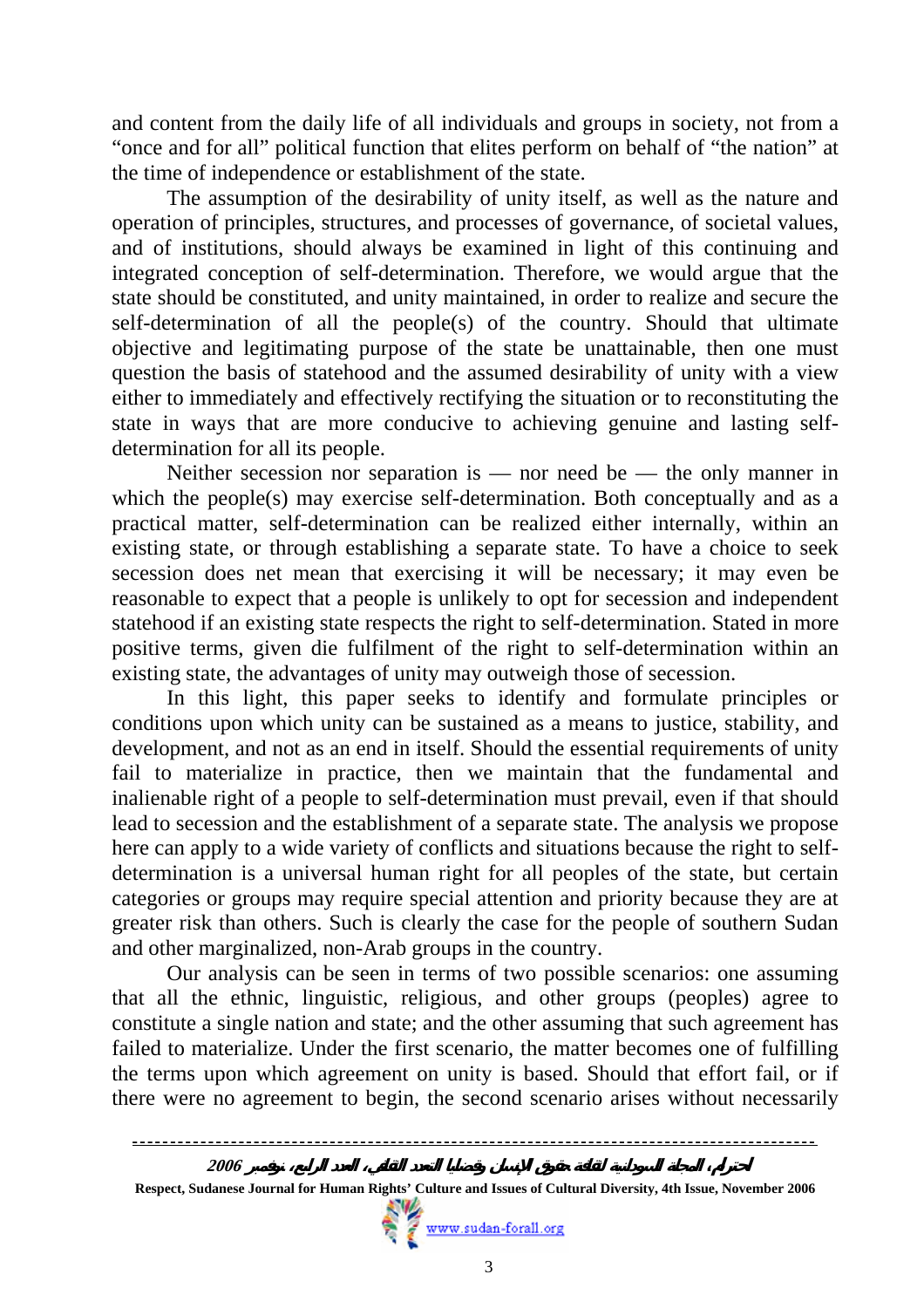and content from the daily life of all individuals and groups in society, not from a "once and for all" political function that elites perform on behalf of "the nation" at the time of independence or establishment of the state.

The assumption of the desirability of unity itself, as well as the nature and operation of principles, structures, and processes of governance, of societal values, and of institutions, should always be examined in light of this continuing and integrated conception of self-determination. Therefore, we would argue that the state should be constituted, and unity maintained, in order to realize and secure the self-determination of all the people(s) of the country. Should that ultimate objective and legitimating purpose of the state be unattainable, then one must question the basis of statehood and the assumed desirability of unity with a view either to immediately and effectively rectifying the situation or to reconstituting the state in ways that are more conducive to achieving genuine and lasting self-determination for all its people.

Neither secession nor separation is — nor need be — the only manner in which the people(s) may exercise self-determination. Both conceptually and as a practical matter, self-determination can be realized either internally, within an existing state, or through establishing a separate state. To have a choice to seek secession does net mean that exercising it will be necessary; it may even be reasonable to expect that a people is unlikely to opt for secession and independent statehood if an existing state respects the right to self-determination. Stated in more positive terms, given die fulfilment of the right to self-determination within an existing state, the advantages of unity may outweigh those of secession.

In this light, this paper seeks to identify and formulate principles or conditions upon which unity can be sustained as a means to justice, stability, and development, and not as an end in itself. Should the essential requirements of unity fail to materialize in practice, then we maintain that the fundamental and inalienable right of a people to self-determination must prevail, even if that should lead to secession and the establishment of a separate state. The analysis we propose here can apply to a wide variety of conflicts and situations because the right to self-determination is a universal human right for all peoples of the state, but certain categories or groups may require special attention and priority because they are at greater risk than others. Such is clearly the case for the people of southern Sudan and other marginalized, non-Arab groups in the country.

Our analysis can be seen in terms of two possible scenarios: one assuming that all the ethnic, linguistic, religious, and other groups (peoples) agree to constitute a single nation and state; and the other assuming that such agreement has failed to materialize. Under the first scenario, the matter becomes one of fulfilling the terms upon which agreement on unity is based. Should that effort fail, or if there were no agreement to begin, the second scenario arises without necessarily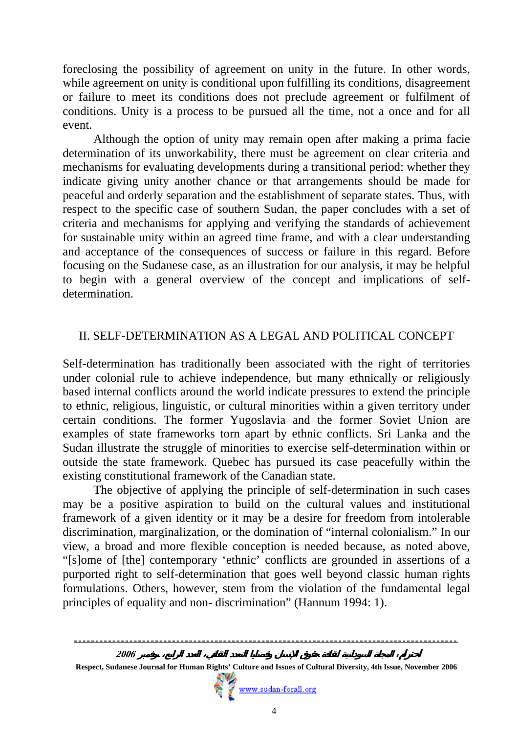foreclosing the possibility of agreement on unity in the future. In other words, while agreement on unity is conditional upon fulfilling its conditions, disagreement or failure to meet its conditions does not preclude agreement or fulfilment of conditions. Unity is a process to be pursued all the time, not a once and for all event.

Although the option of unity may remain open after making a prima facie determination of its unworkability, there must be agreement on clear criteria and mechanisms for evaluating developments during a transitional period: whether they indicate giving unity another chance or that arrangements should be made for peaceful and orderly separation and the establishment of separate states. Thus, with respect to the specific case of southern Sudan, the paper concludes with a set of criteria and mechanisms for applying and verifying the standards of achievement for sustainable unity within an agreed time frame, and with a clear understanding and acceptance of the consequences of success or failure in this regard. Before focusing on the Sudanese case, as an illustration for our analysis, it may be helpful to begin with a general overview of the concept and implications of self-determination.

## II. SELF-DETERMINATION AS A LEGAL AND POLITICAL CONCEPT

Self-determination has traditionally been associated with the right of territories under colonial rule to achieve independence, but many ethnically or religiously based internal conflicts around the world indicate pressures to extend the principle to ethnic, religious, linguistic, or cultural minorities within a given territory under certain conditions. The former Yugoslavia and the former Soviet Union are examples of state frameworks torn apart by ethnic conflicts. Sri Lanka and the Sudan illustrate the struggle of minorities to exercise self-determination within or outside the state framework. Quebec has pursued its case peacefully within the existing constitutional framework of the Canadian state.

The objective of applying the principle of self-determination in such cases may be a positive aspiration to build on the cultural values and institutional framework of a given identity or it may be a desire for freedom from intolerable discrimination, marginalization, or the domination of "internal colonialism." In our view, a broad and more flexible conception is needed because, as noted above, "[s]ome of [the] contemporary 'ethnic' conflicts are grounded in assertions of a purported right to self-determination that goes well beyond classic human rights formulations. Others, however, stem from the violation of the fundamental legal principles of equality and non- discrimination" (Hannum 1994: 1).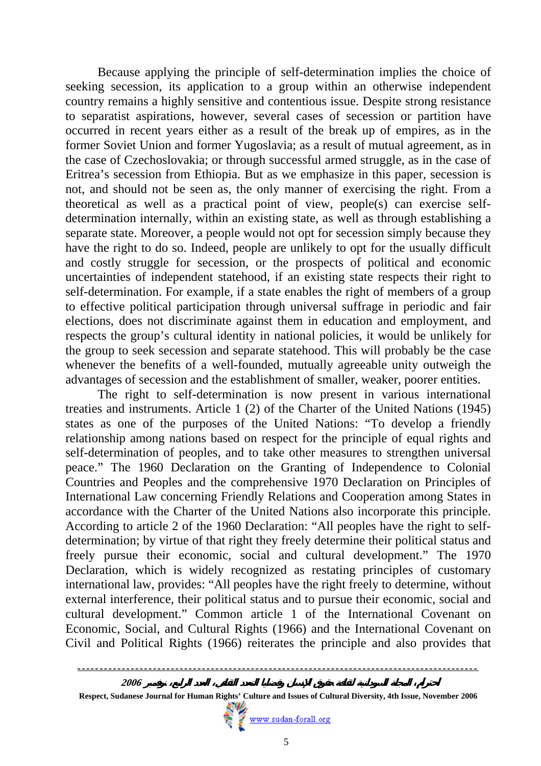Because applying the principle of self-determination implies the choice of seeking secession, its application to a group within an otherwise independent country remains a highly sensitive and contentious issue. Despite strong resistance to separatist aspirations, however, several cases of secession or partition have occurred in recent years either as a result of the break up of empires, as in the former Soviet Union and former Yugoslavia; as a result of mutual agreement, as in the case of Czechoslovakia; or through successful armed struggle, as in the case of Eritrea's secession from Ethiopia. But as we emphasize in this paper, secession is not, and should not be seen as, the only manner of exercising the right. From a theoretical as well as a practical point of view, people(s) can exercise self-determination internally, within an existing state, as well as through establishing a separate state. Moreover, a people would not opt for secession simply because they have the right to do so. Indeed, people are unlikely to opt for the usually difficult and costly struggle for secession, or the prospects of political and economic uncertainties of independent statehood, if an existing state respects their right to self-determination. For example, if a state enables the right of members of a group to effective political participation through universal suffrage in periodic and fair elections, does not discriminate against them in education and employment, and respects the group's cultural identity in national policies, it would be unlikely for the group to seek secession and separate statehood. This will probably be the case whenever the benefits of a well-founded, mutually agreeable unity outweigh the advantages of secession and the establishment of smaller, weaker, poorer entities.

The right to self-determination is now present in various international treaties and instruments. Article 1 (2) of the Charter of the United Nations (1945) states as one of the purposes of the United Nations: "To develop a friendly relationship among nations based on respect for the principle of equal rights and self-determination of peoples, and to take other measures to strengthen universal peace." The 1960 Declaration on the Granting of Independence to Colonial Countries and Peoples and the comprehensive 1970 Declaration on Principles of International Law concerning Friendly Relations and Cooperation among States in accordance with the Charter of the United Nations also incorporate this principle. According to article 2 of the 1960 Declaration: "All peoples have the right to self-determination; by virtue of that right they freely determine their political status and freely pursue their economic, social and cultural development." The 1970 Declaration, which is widely recognized as restating principles of customary international law, provides: "All peoples have the right freely to determine, without external interference, their political status and to pursue their economic, social and cultural development." Common article 1 of the International Covenant on Economic, Social, and Cultural Rights (1966) and the International Covenant on Civil and Political Rights (1966) reiterates the principle and also provides that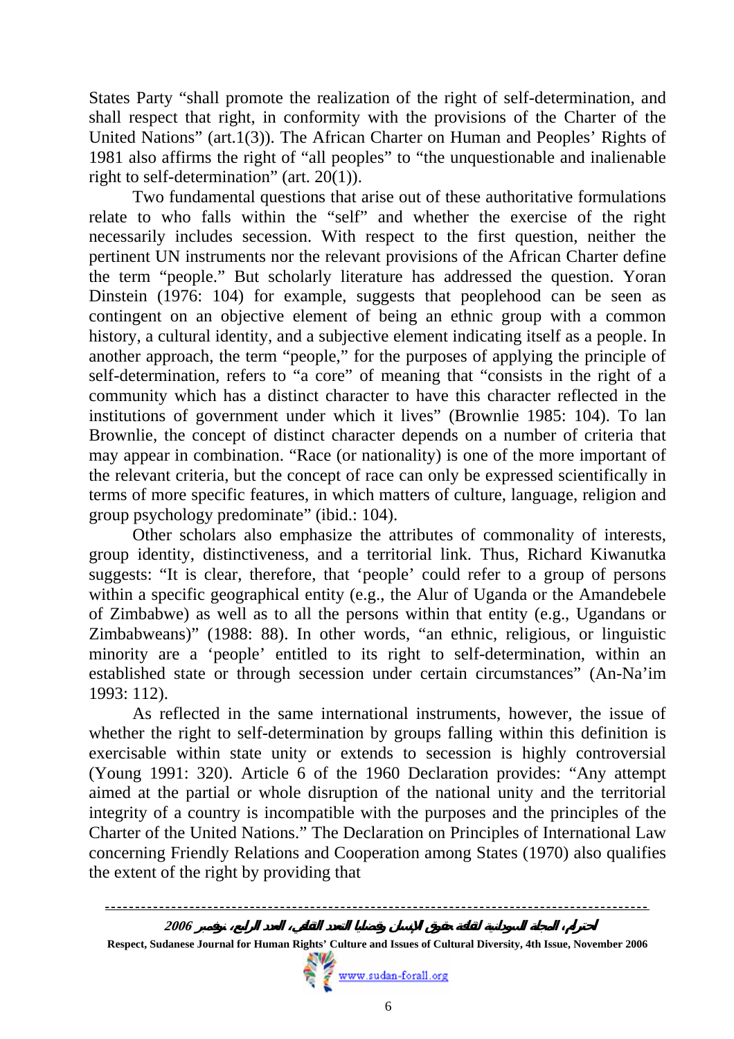States Party "shall promote the realization of the right of self-determination, and shall respect that right, in conformity with the provisions of the Charter of the United Nations" (art.1(3)). The African Charter on Human and Peoples' Rights of 1981 also affirms the right of "all peoples" to "the unquestionable and inalienable right to self-determination" (art. 20(1)).

Two fundamental questions that arise out of these authoritative formulations relate to who falls within the "self" and whether the exercise of the right necessarily includes secession. With respect to the first question, neither the pertinent UN instruments nor the relevant provisions of the African Charter define the term "people." But scholarly literature has addressed the question. Yoran Dinstein (1976: 104) for example, suggests that peoplehood can be seen as contingent on an objective element of being an ethnic group with a common history, a cultural identity, and a subjective element indicating itself as a people. In another approach, the term "people," for the purposes of applying the principle of self-determination, refers to "a core" of meaning that "consists in the right of a community which has a distinct character to have this character reflected in the institutions of government under which it lives" (Brownlie 1985: 104). To lan Brownlie, the concept of distinct character depends on a number of criteria that may appear in combination. "Race (or nationality) is one of the more important of the relevant criteria, but the concept of race can only be expressed scientifically in terms of more specific features, in which matters of culture, language, religion and group psychology predominate" (ibid.: 104).

Other scholars also emphasize the attributes of commonality of interests, group identity, distinctiveness, and a territorial link. Thus, Richard Kiwanutka suggests: "It is clear, therefore, that 'people' could refer to a group of persons within a specific geographical entity (e.g., the Alur of Uganda or the Amandebele of Zimbabwe) as well as to all the persons within that entity (e.g., Ugandans or Zimbabweans)" (1988: 88). In other words, "an ethnic, religious, or linguistic minority are a 'people' entitled to its right to self-determination, within an established state or through secession under certain circumstances" (An-Na'im 1993: 112).

As reflected in the same international instruments, however, the issue of whether the right to self-determination by groups falling within this definition is exercisable within state unity or extends to secession is highly controversial (Young 1991: 320). Article 6 of the 1960 Declaration provides: "Any attempt aimed at the partial or whole disruption of the national unity and the territorial integrity of a country is incompatible with the purposes and the principles of the Charter of the United Nations." The Declaration on Principles of International Law concerning Friendly Relations and Cooperation among States (1970) also qualifies the extent of the right by providing that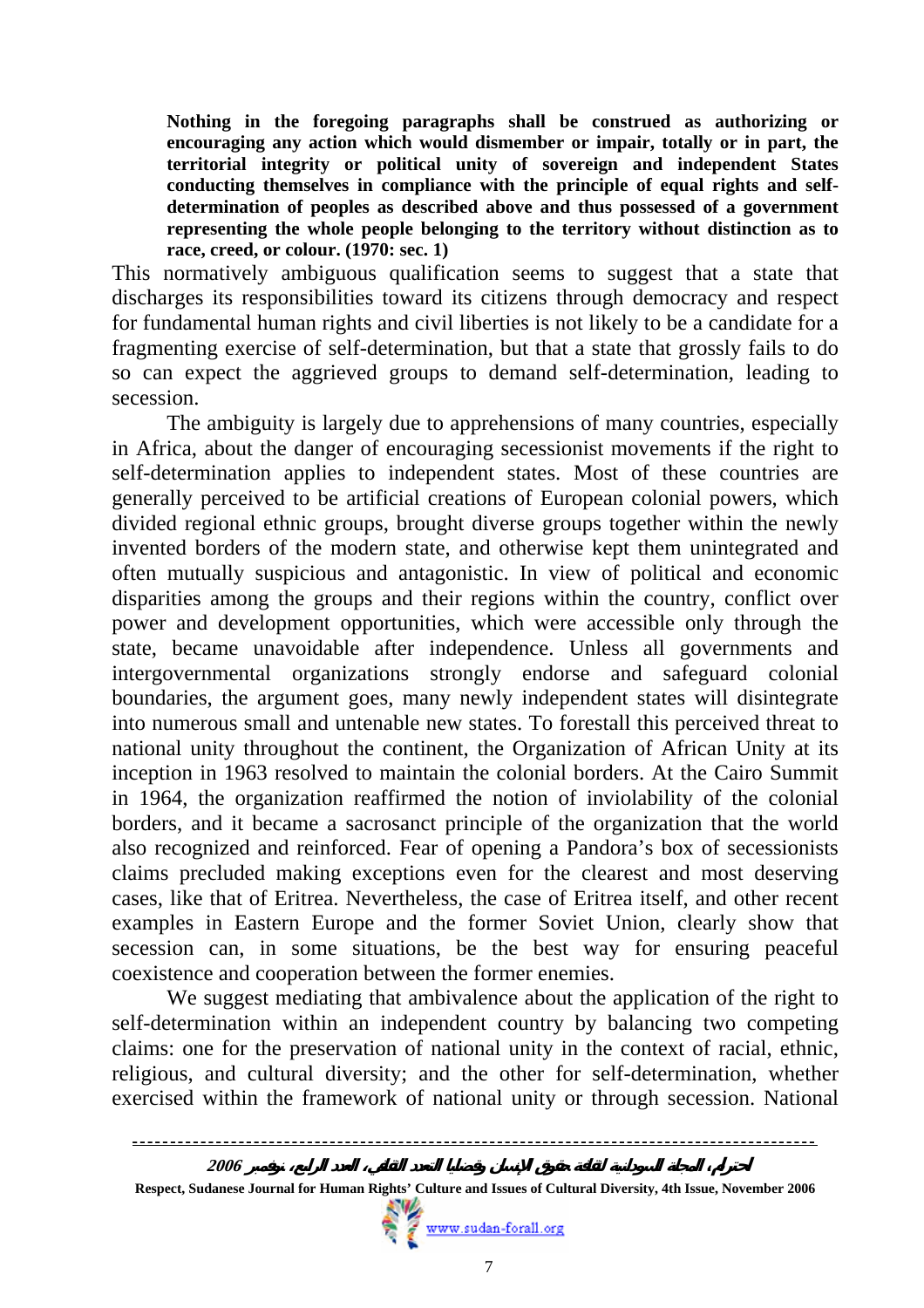> **Nothing in the foregoing paragraphs shall be construed as authorizing or encouraging any action which would dismember or impair, totally or in part, the territorial integrity or political unity of sovereign and independent States conducting themselves in compliance with the principle of equal rights and self-determination of peoples as described above and thus possessed of a government representing the whole people belonging to the territory without distinction as to race, creed, or colour. (1970: sec. 1)**

This normatively ambiguous qualification seems to suggest that a state that discharges its responsibilities toward its citizens through democracy and respect for fundamental human rights and civil liberties is not likely to be a candidate for a fragmenting exercise of self-determination, but that a state that grossly fails to do so can expect the aggrieved groups to demand self-determination, leading to secession.

The ambiguity is largely due to apprehensions of many countries, especially in Africa, about the danger of encouraging secessionist movements if the right to self-determination applies to independent states. Most of these countries are generally perceived to be artificial creations of European colonial powers, which divided regional ethnic groups, brought diverse groups together within the newly invented borders of the modern state, and otherwise kept them unintegrated and often mutually suspicious and antagonistic. In view of political and economic disparities among the groups and their regions within the country, conflict over power and development opportunities, which were accessible only through the state, became unavoidable after independence. Unless all governments and intergovernmental organizations strongly endorse and safeguard colonial boundaries, the argument goes, many newly independent states will disintegrate into numerous small and untenable new states. To forestall this perceived threat to national unity throughout the continent, the Organization of African Unity at its inception in 1963 resolved to maintain the colonial borders. At the Cairo Summit in 1964, the organization reaffirmed the notion of inviolability of the colonial borders, and it became a sacrosanct principle of the organization that the world also recognized and reinforced. Fear of opening a Pandora's box of secessionists claims precluded making exceptions even for the clearest and most deserving cases, like that of Eritrea. Nevertheless, the case of Eritrea itself, and other recent examples in Eastern Europe and the former Soviet Union, clearly show that secession can, in some situations, be the best way for ensuring peaceful coexistence and cooperation between the former enemies.

We suggest mediating that ambivalence about the application of the right to self-determination within an independent country by balancing two competing claims: one for the preservation of national unity in the context of racial, ethnic, religious, and cultural diversity; and the other for self-determination, whether exercised within the framework of national unity or through secession. National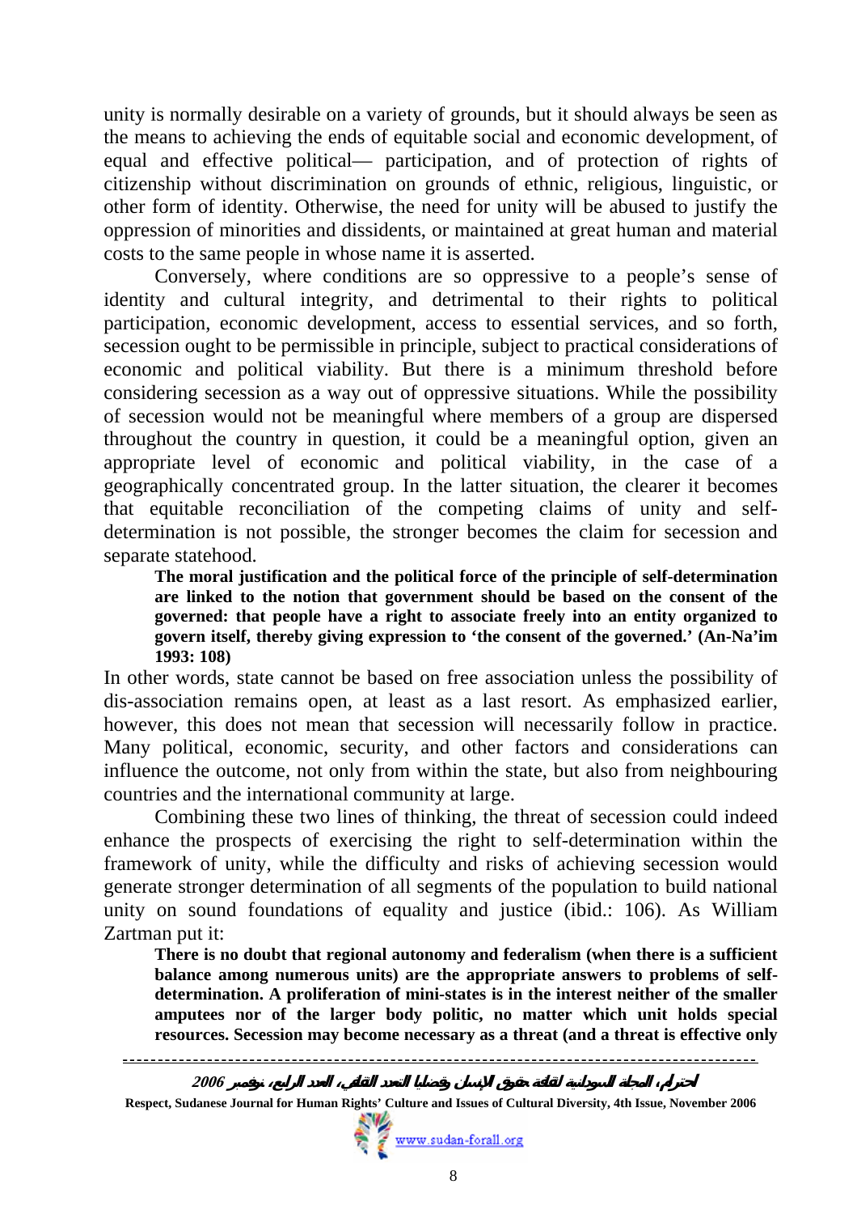unity is normally desirable on a variety of grounds, but it should always be seen as the means to achieving the ends of equitable social and economic development, of equal and effective political— participation, and of protection of rights of citizenship without discrimination on grounds of ethnic, religious, linguistic, or other form of identity. Otherwise, the need for unity will be abused to justify the oppression of minorities and dissidents, or maintained at great human and material costs to the same people in whose name it is asserted.

Conversely, where conditions are so oppressive to a people's sense of identity and cultural integrity, and detrimental to their rights to political participation, economic development, access to essential services, and so forth, secession ought to be permissible in principle, subject to practical considerations of economic and political viability. But there is a minimum threshold before considering secession as a way out of oppressive situations. While the possibility of secession would not be meaningful where members of a group are dispersed throughout the country in question, it could be a meaningful option, given an appropriate level of economic and political viability, in the case of a geographically concentrated group. In the latter situation, the clearer it becomes that equitable reconciliation of the competing claims of unity and self-determination is not possible, the stronger becomes the claim for secession and separate statehood.

> **The moral justification and the political force of the principle of self-determination are linked to the notion that government should be based on the consent of the governed: that people have a right to associate freely into an entity organized to govern itself, thereby giving expression to 'the consent of the governed.' (An-Na'im 1993: 108)**

In other words, state cannot be based on free association unless the possibility of dis-association remains open, at least as a last resort. As emphasized earlier, however, this does not mean that secession will necessarily follow in practice. Many political, economic, security, and other factors and considerations can influence the outcome, not only from within the state, but also from neighbouring countries and the international community at large.

Combining these two lines of thinking, the threat of secession could indeed enhance the prospects of exercising the right to self-determination within the framework of unity, while the difficulty and risks of achieving secession would generate stronger determination of all segments of the population to build national unity on sound foundations of equality and justice (ibid.: 106). As William Zartman put it:

> **There is no doubt that regional autonomy and federalism (when there is a sufficient balance among numerous units) are the appropriate answers to problems of self-determination. A proliferation of mini-states is in the interest neither of the smaller amputees nor of the larger body politic, no matter which unit holds special resources. Secession may become necessary as a threat (and a threat is effective only**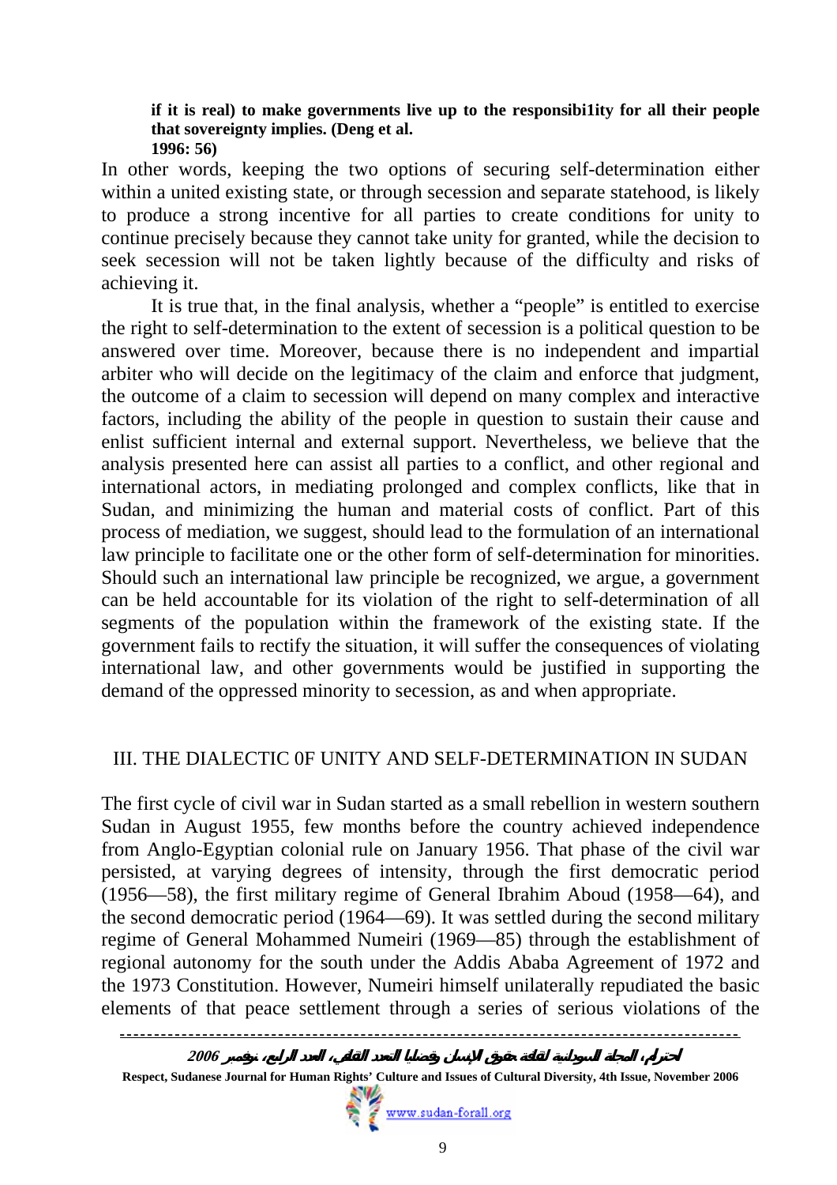**if it is real) to make governments live up to the responsibi1ity for all their people that sovereignty implies. (Deng et al. 1996: 56)**

In other words, keeping the two options of securing self-determination either within a united existing state, or through secession and separate statehood, is likely to produce a strong incentive for all parties to create conditions for unity to continue precisely because they cannot take unity for granted, while the decision to seek secession will not be taken lightly because of the difficulty and risks of achieving it.

It is true that, in the final analysis, whether a "people" is entitled to exercise the right to self-determination to the extent of secession is a political question to be answered over time. Moreover, because there is no independent and impartial arbiter who will decide on the legitimacy of the claim and enforce that judgment, the outcome of a claim to secession will depend on many complex and interactive factors, including the ability of the people in question to sustain their cause and enlist sufficient internal and external support. Nevertheless, we believe that the analysis presented here can assist all parties to a conflict, and other regional and international actors, in mediating prolonged and complex conflicts, like that in Sudan, and minimizing the human and material costs of conflict. Part of this process of mediation, we suggest, should lead to the formulation of an international law principle to facilitate one or the other form of self-determination for minorities. Should such an international law principle be recognized, we argue, a government can be held accountable for its violation of the right to self-determination of all segments of the population within the framework of the existing state. If the government fails to rectify the situation, it will suffer the consequences of violating international law, and other governments would be justified in supporting the demand of the oppressed minority to secession, as and when appropriate.

## III. THE DIALECTIC 0F UNITY AND SELF-DETERMINATION IN SUDAN

The first cycle of civil war in Sudan started as a small rebellion in western southern Sudan in August 1955, few months before the country achieved independence from Anglo-Egyptian colonial rule on January 1956. That phase of the civil war persisted, at varying degrees of intensity, through the first democratic period (1956—58), the first military regime of General Ibrahim Aboud (1958—64), and the second democratic period (1964—69). It was settled during the second military regime of General Mohammed Numeiri (1969—85) through the establishment of regional autonomy for the south under the Addis Ababa Agreement of 1972 and the 1973 Constitution. However, Numeiri himself unilaterally repudiated the basic elements of that peace settlement through a series of serious violations of the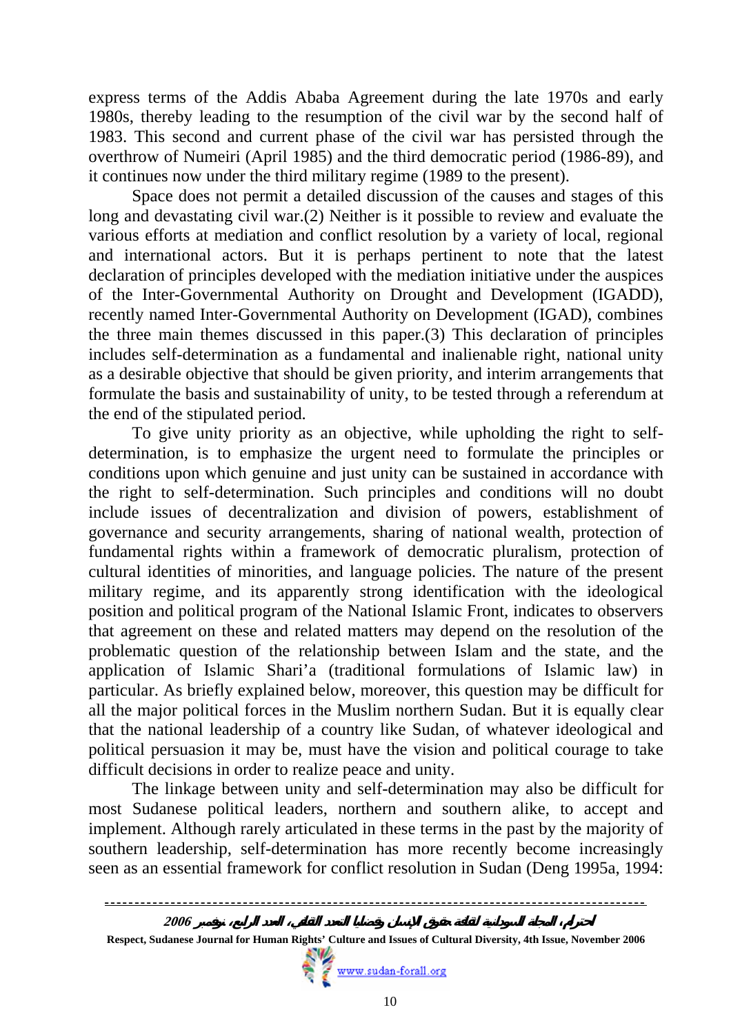express terms of the Addis Ababa Agreement during the late 1970s and early 1980s, thereby leading to the resumption of the civil war by the second half of 1983. This second and current phase of the civil war has persisted through the overthrow of Numeiri (April 1985) and the third democratic period (1986-89), and it continues now under the third military regime (1989 to the present).

Space does not permit a detailed discussion of the causes and stages of this long and devastating civil war.(2) Neither is it possible to review and evaluate the various efforts at mediation and conflict resolution by a variety of local, regional and international actors. But it is perhaps pertinent to note that the latest declaration of principles developed with the mediation initiative under the auspices of the Inter-Governmental Authority on Drought and Development (IGADD), recently named Inter-Governmental Authority on Development (IGAD), combines the three main themes discussed in this paper.(3) This declaration of principles includes self-determination as a fundamental and inalienable right, national unity as a desirable objective that should be given priority, and interim arrangements that formulate the basis and sustainability of unity, to be tested through a referendum at the end of the stipulated period.

To give unity priority as an objective, while upholding the right to self-determination, is to emphasize the urgent need to formulate the principles or conditions upon which genuine and just unity can be sustained in accordance with the right to self-determination. Such principles and conditions will no doubt include issues of decentralization and division of powers, establishment of governance and security arrangements, sharing of national wealth, protection of fundamental rights within a framework of democratic pluralism, protection of cultural identities of minorities, and language policies. The nature of the present military regime, and its apparently strong identification with the ideological position and political program of the National Islamic Front, indicates to observers that agreement on these and related matters may depend on the resolution of the problematic question of the relationship between Islam and the state, and the application of Islamic Shari'a (traditional formulations of Islamic law) in particular. As briefly explained below, moreover, this question may be difficult for all the major political forces in the Muslim northern Sudan. But it is equally clear that the national leadership of a country like Sudan, of whatever ideological and political persuasion it may be, must have the vision and political courage to take difficult decisions in order to realize peace and unity.

The linkage between unity and self-determination may also be difficult for most Sudanese political leaders, northern and southern alike, to accept and implement. Although rarely articulated in these terms in the past by the majority of southern leadership, self-determination has more recently become increasingly seen as an essential framework for conflict resolution in Sudan (Deng 1995a, 1994: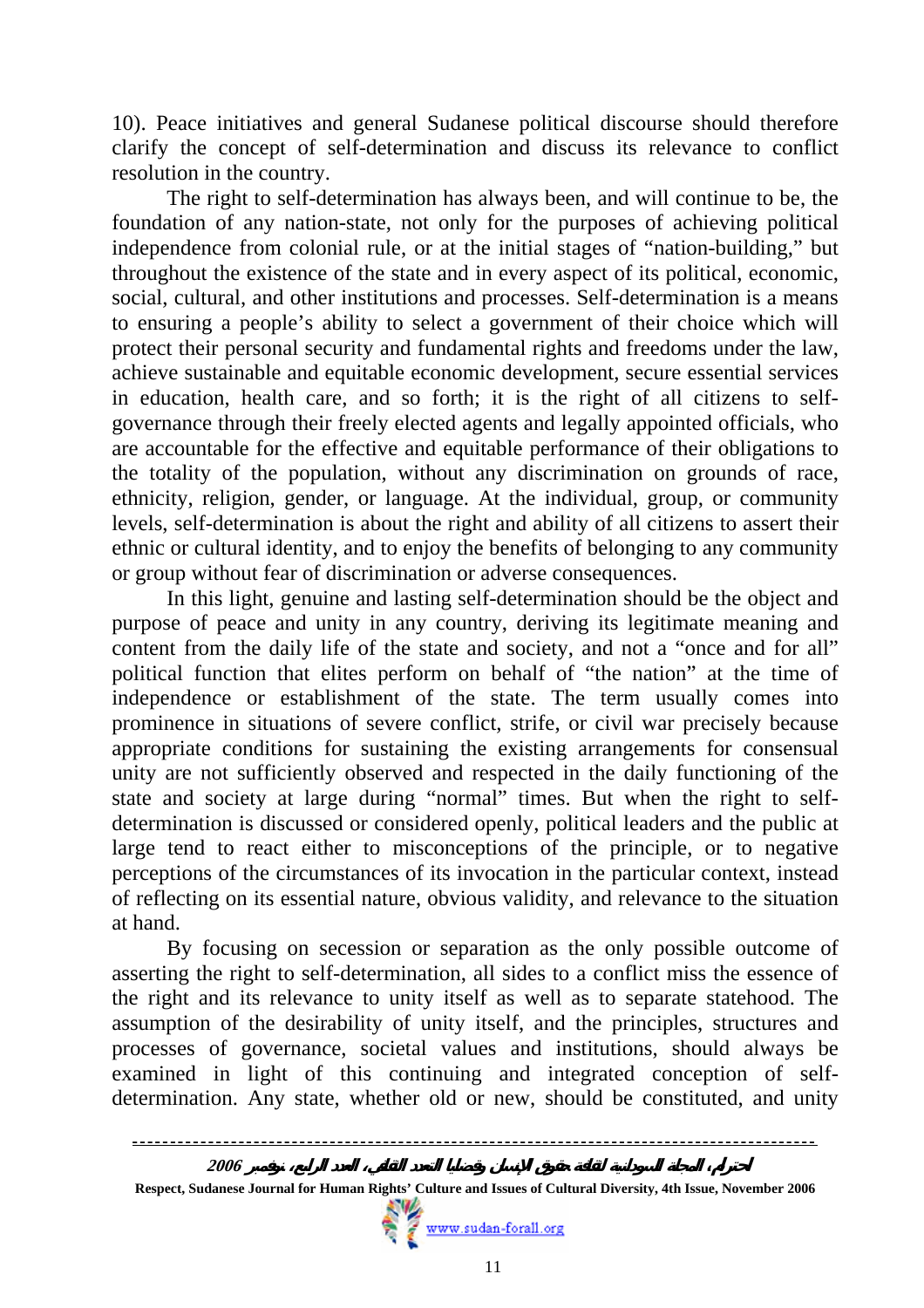10). Peace initiatives and general Sudanese political discourse should therefore clarify the concept of self-determination and discuss its relevance to conflict resolution in the country.

The right to self-determination has always been, and will continue to be, the foundation of any nation-state, not only for the purposes of achieving political independence from colonial rule, or at the initial stages of "nation-building," but throughout the existence of the state and in every aspect of its political, economic, social, cultural, and other institutions and processes. Self-determination is a means to ensuring a people's ability to select a government of their choice which will protect their personal security and fundamental rights and freedoms under the law, achieve sustainable and equitable economic development, secure essential services in education, health care, and so forth; it is the right of all citizens to self-governance through their freely elected agents and legally appointed officials, who are accountable for the effective and equitable performance of their obligations to the totality of the population, without any discrimination on grounds of race, ethnicity, religion, gender, or language. At the individual, group, or community levels, self-determination is about the right and ability of all citizens to assert their ethnic or cultural identity, and to enjoy the benefits of belonging to any community or group without fear of discrimination or adverse consequences.

In this light, genuine and lasting self-determination should be the object and purpose of peace and unity in any country, deriving its legitimate meaning and content from the daily life of the state and society, and not a "once and for all" political function that elites perform on behalf of "the nation" at the time of independence or establishment of the state. The term usually comes into prominence in situations of severe conflict, strife, or civil war precisely because appropriate conditions for sustaining the existing arrangements for consensual unity are not sufficiently observed and respected in the daily functioning of the state and society at large during "normal" times. But when the right to self-determination is discussed or considered openly, political leaders and the public at large tend to react either to misconceptions of the principle, or to negative perceptions of the circumstances of its invocation in the particular context, instead of reflecting on its essential nature, obvious validity, and relevance to the situation at hand.

By focusing on secession or separation as the only possible outcome of asserting the right to self-determination, all sides to a conflict miss the essence of the right and its relevance to unity itself as well as to separate statehood. The assumption of the desirability of unity itself, and the principles, structures and processes of governance, societal values and institutions, should always be examined in light of this continuing and integrated conception of self-determination. Any state, whether old or new, should be constituted, and unity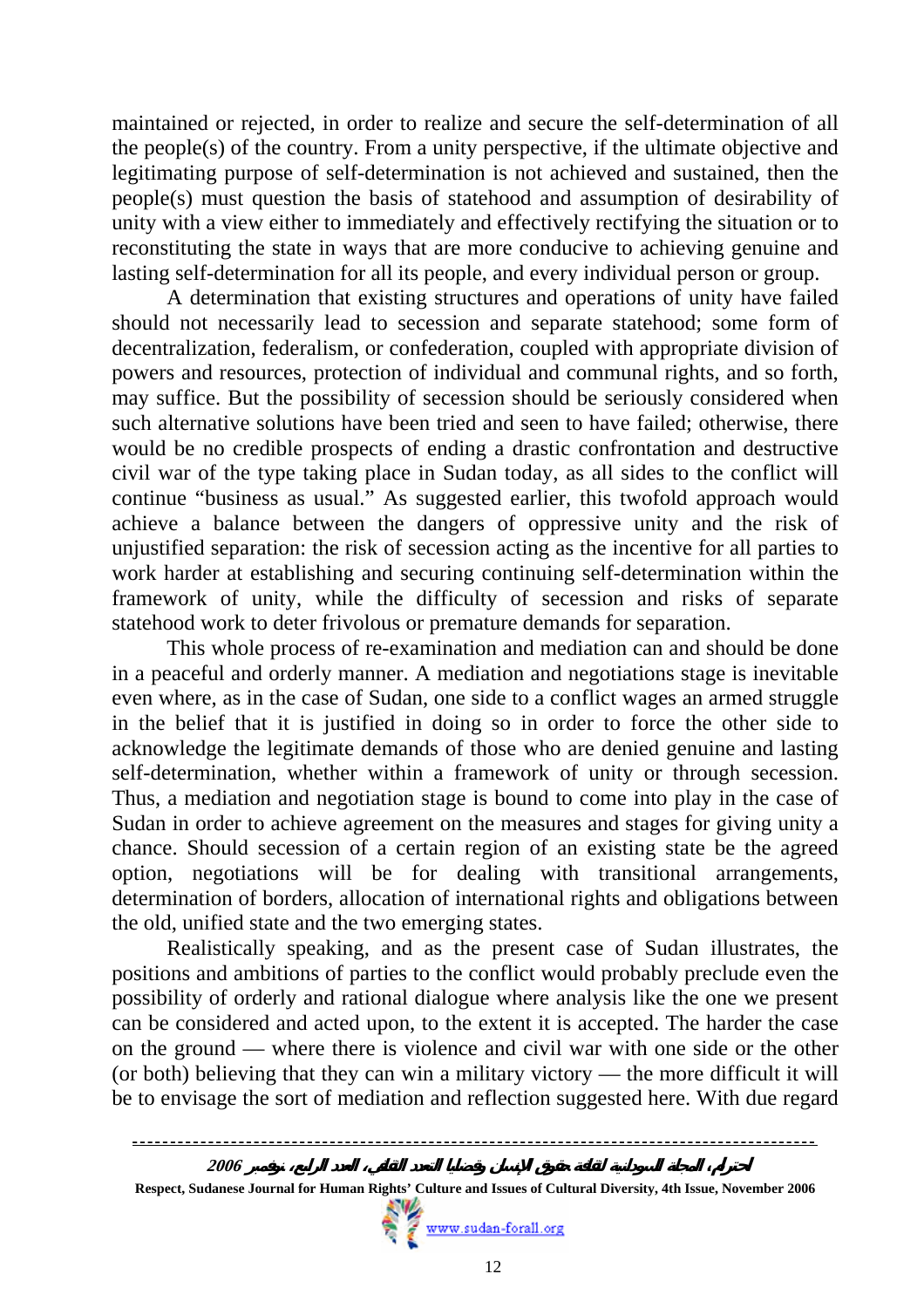maintained or rejected, in order to realize and secure the self-determination of all the people(s) of the country. From a unity perspective, if the ultimate objective and legitimating purpose of self-determination is not achieved and sustained, then the people(s) must question the basis of statehood and assumption of desirability of unity with a view either to immediately and effectively rectifying the situation or to reconstituting the state in ways that are more conducive to achieving genuine and lasting self-determination for all its people, and every individual person or group.

A determination that existing structures and operations of unity have failed should not necessarily lead to secession and separate statehood; some form of decentralization, federalism, or confederation, coupled with appropriate division of powers and resources, protection of individual and communal rights, and so forth, may suffice. But the possibility of secession should be seriously considered when such alternative solutions have been tried and seen to have failed; otherwise, there would be no credible prospects of ending a drastic confrontation and destructive civil war of the type taking place in Sudan today, as all sides to the conflict will continue "business as usual." As suggested earlier, this twofold approach would achieve a balance between the dangers of oppressive unity and the risk of unjustified separation: the risk of secession acting as the incentive for all parties to work harder at establishing and securing continuing self-determination within the framework of unity, while the difficulty of secession and risks of separate statehood work to deter frivolous or premature demands for separation.

This whole process of re-examination and mediation can and should be done in a peaceful and orderly manner. A mediation and negotiations stage is inevitable even where, as in the case of Sudan, one side to a conflict wages an armed struggle in the belief that it is justified in doing so in order to force the other side to acknowledge the legitimate demands of those who are denied genuine and lasting self-determination, whether within a framework of unity or through secession. Thus, a mediation and negotiation stage is bound to come into play in the case of Sudan in order to achieve agreement on the measures and stages for giving unity a chance. Should secession of a certain region of an existing state be the agreed option, negotiations will be for dealing with transitional arrangements, determination of borders, allocation of international rights and obligations between the old, unified state and the two emerging states.

Realistically speaking, and as the present case of Sudan illustrates, the positions and ambitions of parties to the conflict would probably preclude even the possibility of orderly and rational dialogue where analysis like the one we present can be considered and acted upon, to the extent it is accepted. The harder the case on the ground — where there is violence and civil war with one side or the other (or both) believing that they can win a military victory — the more difficult it will be to envisage the sort of mediation and reflection suggested here. With due regard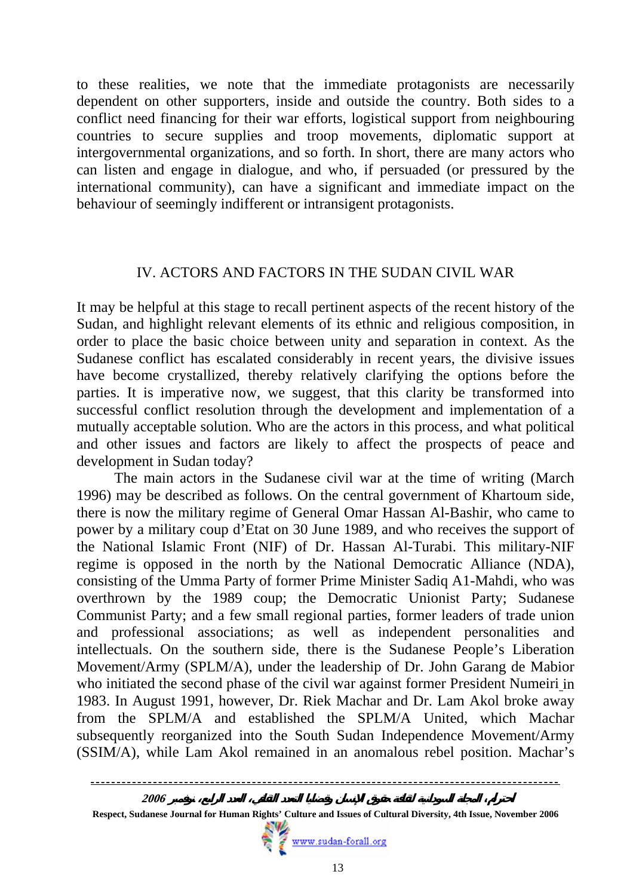to these realities, we note that the immediate protagonists are necessarily dependent on other supporters, inside and outside the country. Both sides to a conflict need financing for their war efforts, logistical support from neighbouring countries to secure supplies and troop movements, diplomatic support at intergovernmental organizations, and so forth. In short, there are many actors who can listen and engage in dialogue, and who, if persuaded (or pressured by the international community), can have a significant and immediate impact on the behaviour of seemingly indifferent or intransigent protagonists.

## IV. ACTORS AND FACTORS IN THE SUDAN CIVIL WAR

It may be helpful at this stage to recall pertinent aspects of the recent history of the Sudan, and highlight relevant elements of its ethnic and religious composition, in order to place the basic choice between unity and separation in context. As the Sudanese conflict has escalated considerably in recent years, the divisive issues have become crystallized, thereby relatively clarifying the options before the parties. It is imperative now, we suggest, that this clarity be transformed into successful conflict resolution through the development and implementation of a mutually acceptable solution. Who are the actors in this process, and what political and other issues and factors are likely to affect the prospects of peace and development in Sudan today?

The main actors in the Sudanese civil war at the time of writing (March 1996) may be described as follows. On the central government of Khartoum side, there is now the military regime of General Omar Hassan Al-Bashir, who came to power by a military coup d'Etat on 30 June 1989, and who receives the support of the National Islamic Front (NIF) of Dr. Hassan Al-Turabi. This military-NIF regime is opposed in the north by the National Democratic Alliance (NDA), consisting of the Umma Party of former Prime Minister Sadiq A1-Mahdi, who was overthrown by the 1989 coup; the Democratic Unionist Party; Sudanese Communist Party; and a few small regional parties, former leaders of trade union and professional associations; as well as independent personalities and intellectuals. On the southern side, there is the Sudanese People's Liberation Movement/Army (SPLM/A), under the leadership of Dr. John Garang de Mabior who initiated the second phase of the civil war against former President Numeiri in 1983. In August 1991, however, Dr. Riek Machar and Dr. Lam Akol broke away from the SPLM/A and established the SPLM/A United, which Machar subsequently reorganized into the South Sudan Independence Movement/Army (SSIM/A), while Lam Akol remained in an anomalous rebel position. Machar's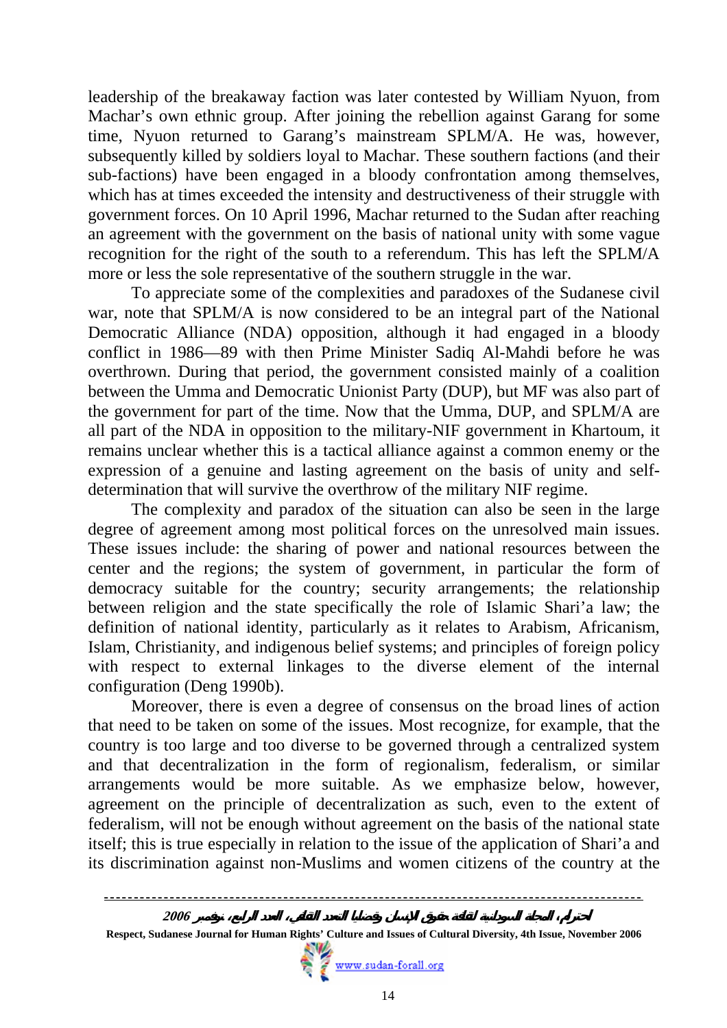leadership of the breakaway faction was later contested by William Nyuon, from Machar's own ethnic group. After joining the rebellion against Garang for some time, Nyuon returned to Garang's mainstream SPLM/A. He was, however, subsequently killed by soldiers loyal to Machar. These southern factions (and their sub-factions) have been engaged in a bloody confrontation among themselves, which has at times exceeded the intensity and destructiveness of their struggle with government forces. On 10 April 1996, Machar returned to the Sudan after reaching an agreement with the government on the basis of national unity with some vague recognition for the right of the south to a referendum. This has left the SPLM/A more or less the sole representative of the southern struggle in the war.

To appreciate some of the complexities and paradoxes of the Sudanese civil war, note that SPLM/A is now considered to be an integral part of the National Democratic Alliance (NDA) opposition, although it had engaged in a bloody conflict in 1986—89 with then Prime Minister Sadiq Al-Mahdi before he was overthrown. During that period, the government consisted mainly of a coalition between the Umma and Democratic Unionist Party (DUP), but MF was also part of the government for part of the time. Now that the Umma, DUP, and SPLM/A are all part of the NDA in opposition to the military-NIF government in Khartoum, it remains unclear whether this is a tactical alliance against a common enemy or the expression of a genuine and lasting agreement on the basis of unity and self-determination that will survive the overthrow of the military NIF regime.

The complexity and paradox of the situation can also be seen in the large degree of agreement among most political forces on the unresolved main issues. These issues include: the sharing of power and national resources between the center and the regions; the system of government, in particular the form of democracy suitable for the country; security arrangements; the relationship between religion and the state specifically the role of Islamic Shari'a law; the definition of national identity, particularly as it relates to Arabism, Africanism, Islam, Christianity, and indigenous belief systems; and principles of foreign policy with respect to external linkages to the diverse element of the internal configuration (Deng 1990b).

Moreover, there is even a degree of consensus on the broad lines of action that need to be taken on some of the issues. Most recognize, for example, that the country is too large and too diverse to be governed through a centralized system and that decentralization in the form of regionalism, federalism, or similar arrangements would be more suitable. As we emphasize below, however, agreement on the principle of decentralization as such, even to the extent of federalism, will not be enough without agreement on the basis of the national state itself; this is true especially in relation to the issue of the application of Shari'a and its discrimination against non-Muslims and women citizens of the country at the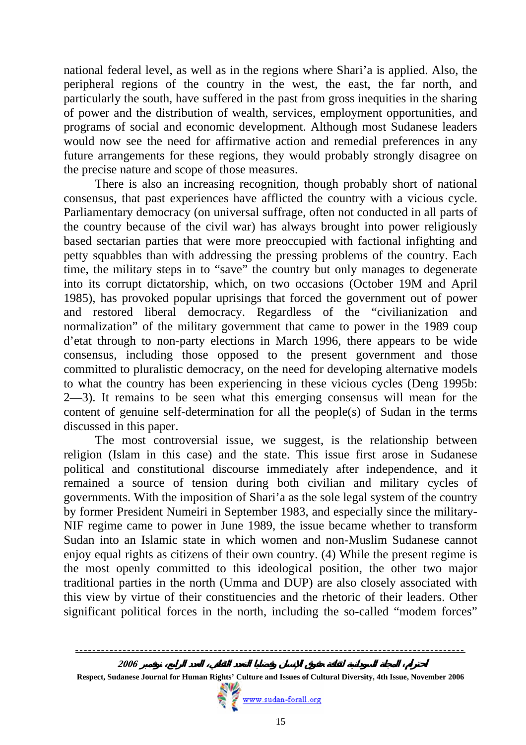national federal level, as well as in the regions where Shari'a is applied. Also, the peripheral regions of the country in the west, the east, the far north, and particularly the south, have suffered in the past from gross inequities in the sharing of power and the distribution of wealth, services, employment opportunities, and programs of social and economic development. Although most Sudanese leaders would now see the need for affirmative action and remedial preferences in any future arrangements for these regions, they would probably strongly disagree on the precise nature and scope of those measures.

There is also an increasing recognition, though probably short of national consensus, that past experiences have afflicted the country with a vicious cycle. Parliamentary democracy (on universal suffrage, often not conducted in all parts of the country because of the civil war) has always brought into power religiously based sectarian parties that were more preoccupied with factional infighting and petty squabbles than with addressing the pressing problems of the country. Each time, the military steps in to "save" the country but only manages to degenerate into its corrupt dictatorship, which, on two occasions (October 19M and April 1985), has provoked popular uprisings that forced the government out of power and restored liberal democracy. Regardless of the "civilianization and normalization" of the military government that came to power in the 1989 coup d'etat through to non-party elections in March 1996, there appears to be wide consensus, including those opposed to the present government and those committed to pluralistic democracy, on the need for developing alternative models to what the country has been experiencing in these vicious cycles (Deng 1995b: 2—3). It remains to be seen what this emerging consensus will mean for the content of genuine self-determination for all the people(s) of Sudan in the terms discussed in this paper.

The most controversial issue, we suggest, is the relationship between religion (Islam in this case) and the state. This issue first arose in Sudanese political and constitutional discourse immediately after independence, and it remained a source of tension during both civilian and military cycles of governments. With the imposition of Shari'a as the sole legal system of the country by former President Numeiri in September 1983, and especially since the military-NIF regime came to power in June 1989, the issue became whether to transform Sudan into an Islamic state in which women and non-Muslim Sudanese cannot enjoy equal rights as citizens of their own country. (4) While the present regime is the most openly committed to this ideological position, the other two major traditional parties in the north (Umma and DUP) are also closely associated with this view by virtue of their constituencies and the rhetoric of their leaders. Other significant political forces in the north, including the so-called "modem forces"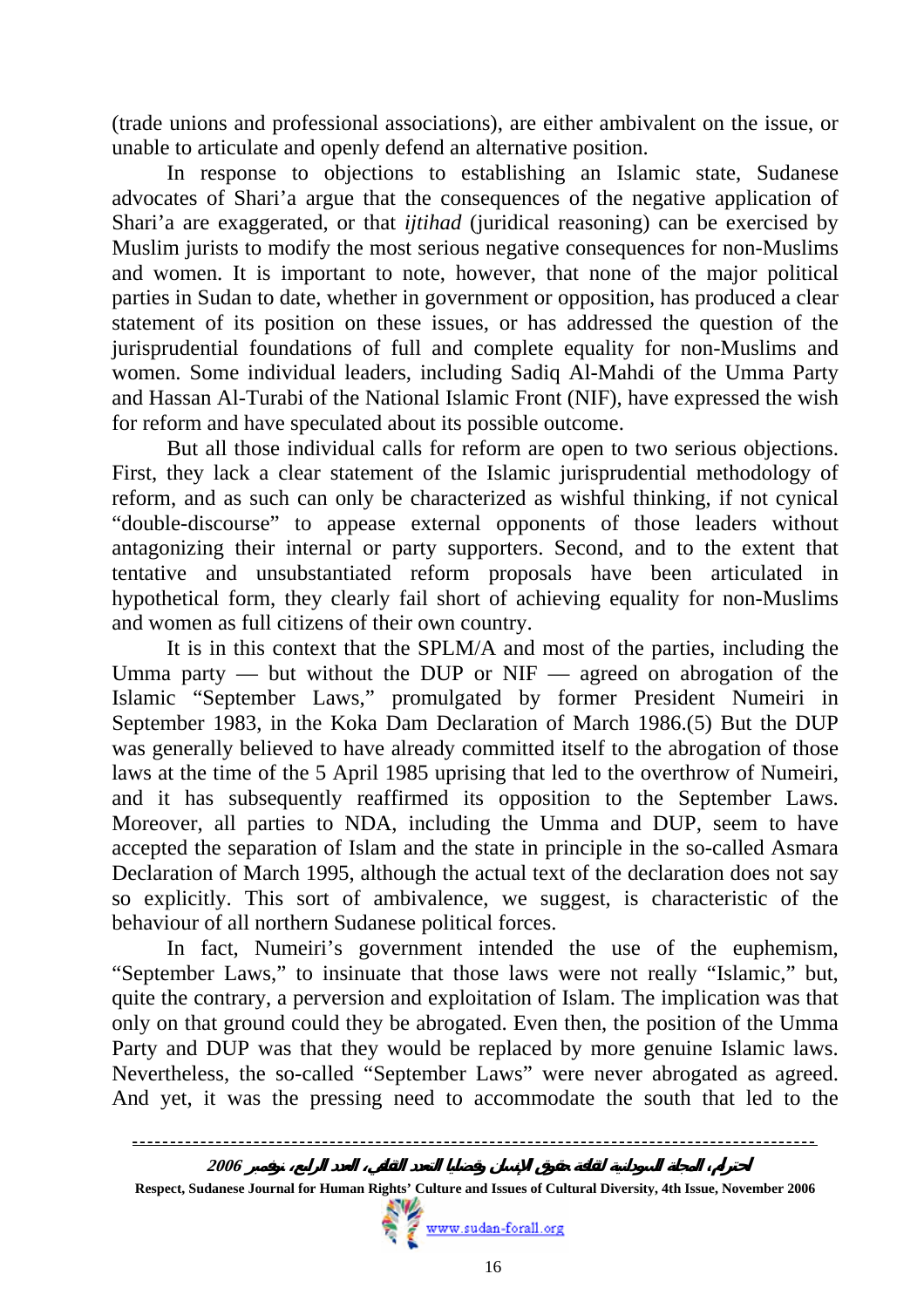(trade unions and professional associations), are either ambivalent on the issue, or unable to articulate and openly defend an alternative position.

In response to objections to establishing an Islamic state, Sudanese advocates of Shari'a argue that the consequences of the negative application of Shari'a are exaggerated, or that *ijtihad* (juridical reasoning) can be exercised by Muslim jurists to modify the most serious negative consequences for non-Muslims and women. It is important to note, however, that none of the major political parties in Sudan to date, whether in government or opposition, has produced a clear statement of its position on these issues, or has addressed the question of the jurisprudential foundations of full and complete equality for non-Muslims and women. Some individual leaders, including Sadiq Al-Mahdi of the Umma Party and Hassan Al-Turabi of the National Islamic Front (NIF), have expressed the wish for reform and have speculated about its possible outcome.

But all those individual calls for reform are open to two serious objections. First, they lack a clear statement of the Islamic jurisprudential methodology of reform, and as such can only be characterized as wishful thinking, if not cynical "double-discourse" to appease external opponents of those leaders without antagonizing their internal or party supporters. Second, and to the extent that tentative and unsubstantiated reform proposals have been articulated in hypothetical form, they clearly fail short of achieving equality for non-Muslims and women as full citizens of their own country.

It is in this context that the SPLM/A and most of the parties, including the Umma party — but without the DUP or NIF — agreed on abrogation of the Islamic "September Laws," promulgated by former President Numeiri in September 1983, in the Koka Dam Declaration of March 1986.(5) But the DUP was generally believed to have already committed itself to the abrogation of those laws at the time of the 5 April 1985 uprising that led to the overthrow of Numeiri, and it has subsequently reaffirmed its opposition to the September Laws. Moreover, all parties to NDA, including the Umma and DUP, seem to have accepted the separation of Islam and the state in principle in the so-called Asmara Declaration of March 1995, although the actual text of the declaration does not say so explicitly. This sort of ambivalence, we suggest, is characteristic of the behaviour of all northern Sudanese political forces.

In fact, Numeiri's government intended the use of the euphemism, "September Laws," to insinuate that those laws were not really "Islamic," but, quite the contrary, a perversion and exploitation of Islam. The implication was that only on that ground could they be abrogated. Even then, the position of the Umma Party and DUP was that they would be replaced by more genuine Islamic laws. Nevertheless, the so-called "September Laws" were never abrogated as agreed. And yet, it was the pressing need to accommodate the south that led to the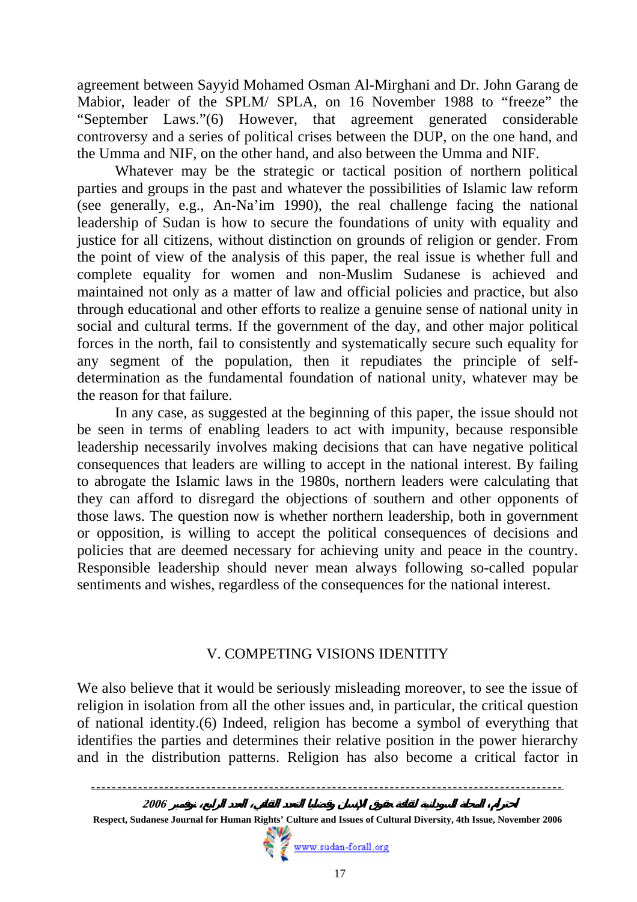agreement between Sayyid Mohamed Osman Al-Mirghani and Dr. John Garang de Mabior, leader of the SPLM/ SPLA, on 16 November 1988 to "freeze" the "September Laws."(6) However, that agreement generated considerable controversy and a series of political crises between the DUP, on the one hand, and the Umma and NIF, on the other hand, and also between the Umma and NIF.

Whatever may be the strategic or tactical position of northern political parties and groups in the past and whatever the possibilities of Islamic law reform (see generally, e.g., An-Na'im 1990), the real challenge facing the national leadership of Sudan is how to secure the foundations of unity with equality and justice for all citizens, without distinction on grounds of religion or gender. From the point of view of the analysis of this paper, the real issue is whether full and complete equality for women and non-Muslim Sudanese is achieved and maintained not only as a matter of law and official policies and practice, but also through educational and other efforts to realize a genuine sense of national unity in social and cultural terms. If the government of the day, and other major political forces in the north, fail to consistently and systematically secure such equality for any segment of the population, then it repudiates the principle of self-determination as the fundamental foundation of national unity, whatever may be the reason for that failure.

In any case, as suggested at the beginning of this paper, the issue should not be seen in terms of enabling leaders to act with impunity, because responsible leadership necessarily involves making decisions that can have negative political consequences that leaders are willing to accept in the national interest. By failing to abrogate the Islamic laws in the 1980s, northern leaders were calculating that they can afford to disregard the objections of southern and other opponents of those laws. The question now is whether northern leadership, both in government or opposition, is willing to accept the political consequences of decisions and policies that are deemed necessary for achieving unity and peace in the country. Responsible leadership should never mean always following so-called popular sentiments and wishes, regardless of the consequences for the national interest.

## V. COMPETING VISIONS IDENTITY

We also believe that it would be seriously misleading moreover, to see the issue of religion in isolation from all the other issues and, in particular, the critical question of national identity.(6) Indeed, religion has become a symbol of everything that identifies the parties and determines their relative position in the power hierarchy and in the distribution patterns. Religion has also become a critical factor in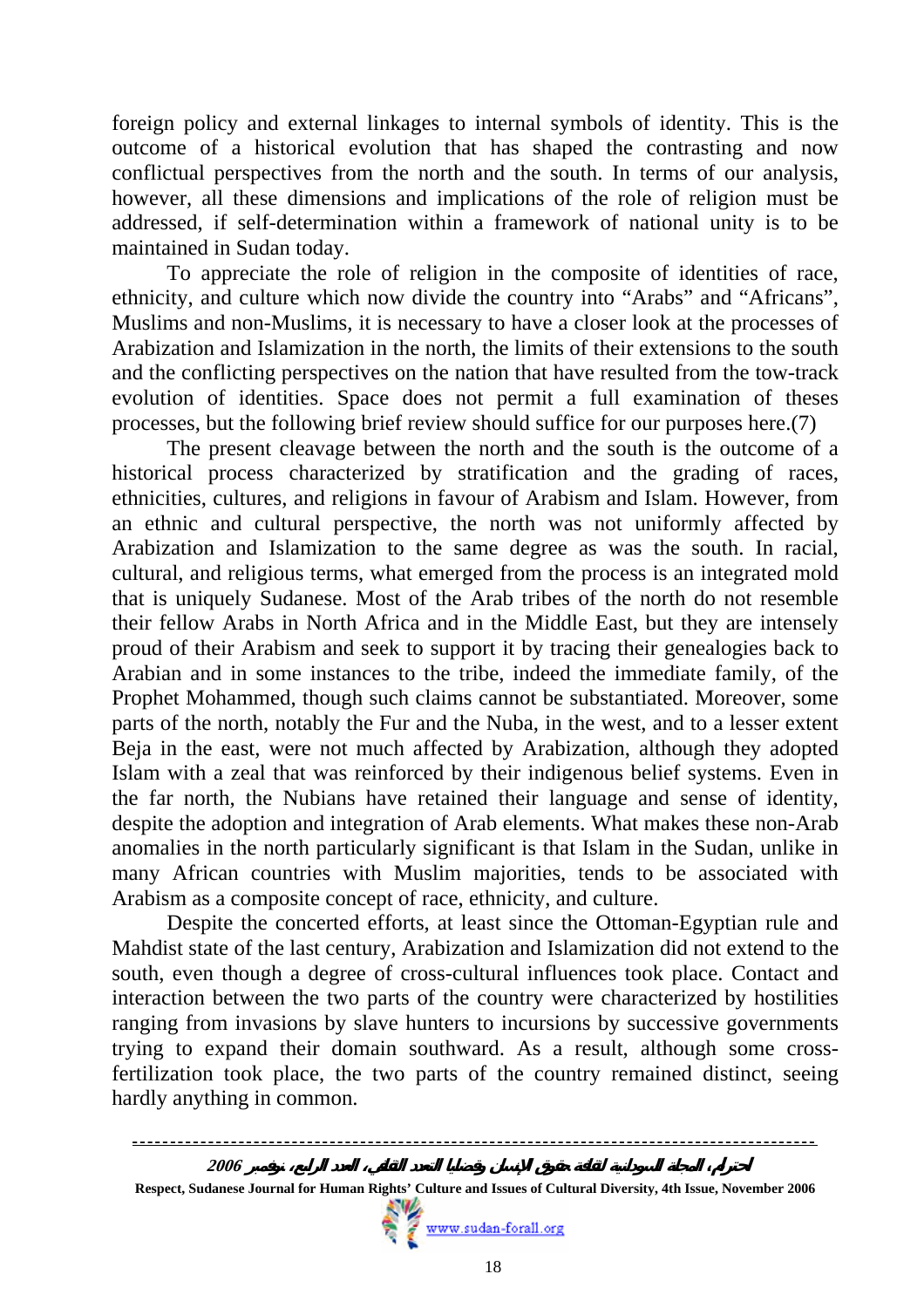foreign policy and external linkages to internal symbols of identity. This is the outcome of a historical evolution that has shaped the contrasting and now conflictual perspectives from the north and the south. In terms of our analysis, however, all these dimensions and implications of the role of religion must be addressed, if self-determination within a framework of national unity is to be maintained in Sudan today.

To appreciate the role of religion in the composite of identities of race, ethnicity, and culture which now divide the country into "Arabs" and "Africans", Muslims and non-Muslims, it is necessary to have a closer look at the processes of Arabization and Islamization in the north, the limits of their extensions to the south and the conflicting perspectives on the nation that have resulted from the tow-track evolution of identities. Space does not permit a full examination of theses processes, but the following brief review should suffice for our purposes here.(7)

The present cleavage between the north and the south is the outcome of a historical process characterized by stratification and the grading of races, ethnicities, cultures, and religions in favour of Arabism and Islam. However, from an ethnic and cultural perspective, the north was not uniformly affected by Arabization and Islamization to the same degree as was the south. In racial, cultural, and religious terms, what emerged from the process is an integrated mold that is uniquely Sudanese. Most of the Arab tribes of the north do not resemble their fellow Arabs in North Africa and in the Middle East, but they are intensely proud of their Arabism and seek to support it by tracing their genealogies back to Arabian and in some instances to the tribe, indeed the immediate family, of the Prophet Mohammed, though such claims cannot be substantiated. Moreover, some parts of the north, notably the Fur and the Nuba, in the west, and to a lesser extent Beja in the east, were not much affected by Arabization, although they adopted Islam with a zeal that was reinforced by their indigenous belief systems. Even in the far north, the Nubians have retained their language and sense of identity, despite the adoption and integration of Arab elements. What makes these non-Arab anomalies in the north particularly significant is that Islam in the Sudan, unlike in many African countries with Muslim majorities, tends to be associated with Arabism as a composite concept of race, ethnicity, and culture.

Despite the concerted efforts, at least since the Ottoman-Egyptian rule and Mahdist state of the last century, Arabization and Islamization did not extend to the south, even though a degree of cross-cultural influences took place. Contact and interaction between the two parts of the country were characterized by hostilities ranging from invasions by slave hunters to incursions by successive governments trying to expand their domain southward. As a result, although some cross-fertilization took place, the two parts of the country remained distinct, seeing hardly anything in common.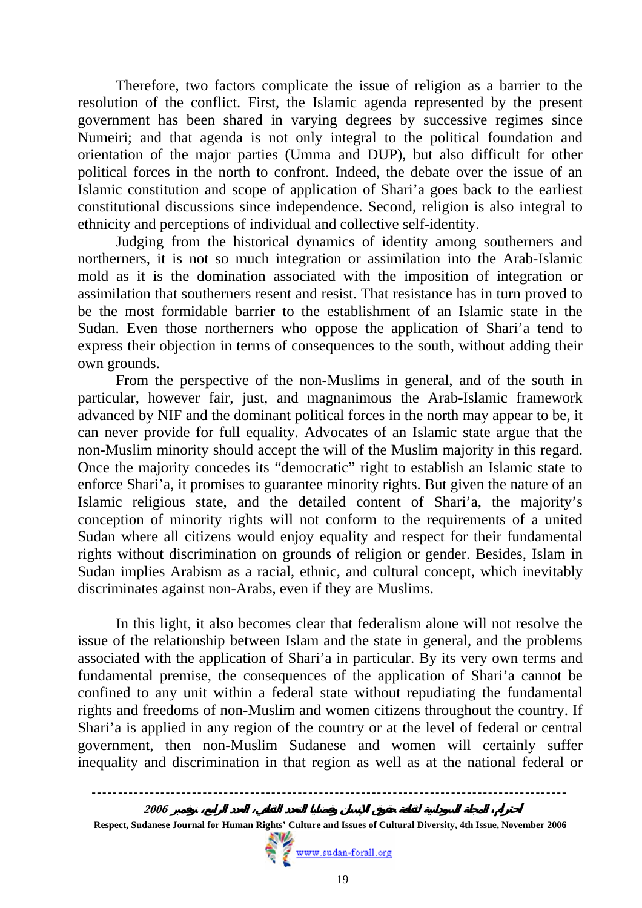Therefore, two factors complicate the issue of religion as a barrier to the resolution of the conflict. First, the Islamic agenda represented by the present government has been shared in varying degrees by successive regimes since Numeiri; and that agenda is not only integral to the political foundation and orientation of the major parties (Umma and DUP), but also difficult for other political forces in the north to confront. Indeed, the debate over the issue of an Islamic constitution and scope of application of Shari'a goes back to the earliest constitutional discussions since independence. Second, religion is also integral to ethnicity and perceptions of individual and collective self-identity.

Judging from the historical dynamics of identity among southerners and northerners, it is not so much integration or assimilation into the Arab-Islamic mold as it is the domination associated with the imposition of integration or assimilation that southerners resent and resist. That resistance has in turn proved to be the most formidable barrier to the establishment of an Islamic state in the Sudan. Even those northerners who oppose the application of Shari'a tend to express their objection in terms of consequences to the south, without adding their own grounds.

From the perspective of the non-Muslims in general, and of the south in particular, however fair, just, and magnanimous the Arab-Islamic framework advanced by NIF and the dominant political forces in the north may appear to be, it can never provide for full equality. Advocates of an Islamic state argue that the non-Muslim minority should accept the will of the Muslim majority in this regard. Once the majority concedes its "democratic" right to establish an Islamic state to enforce Shari'a, it promises to guarantee minority rights. But given the nature of an Islamic religious state, and the detailed content of Shari'a, the majority's conception of minority rights will not conform to the requirements of a united Sudan where all citizens would enjoy equality and respect for their fundamental rights without discrimination on grounds of religion or gender. Besides, Islam in Sudan implies Arabism as a racial, ethnic, and cultural concept, which inevitably discriminates against non-Arabs, even if they are Muslims.

In this light, it also becomes clear that federalism alone will not resolve the issue of the relationship between Islam and the state in general, and the problems associated with the application of Shari'a in particular. By its very own terms and fundamental premise, the consequences of the application of Shari'a cannot be confined to any unit within a federal state without repudiating the fundamental rights and freedoms of non-Muslim and women citizens throughout the country. If Shari'a is applied in any region of the country or at the level of federal or central government, then non-Muslim Sudanese and women will certainly suffer inequality and discrimination in that region as well as at the national federal or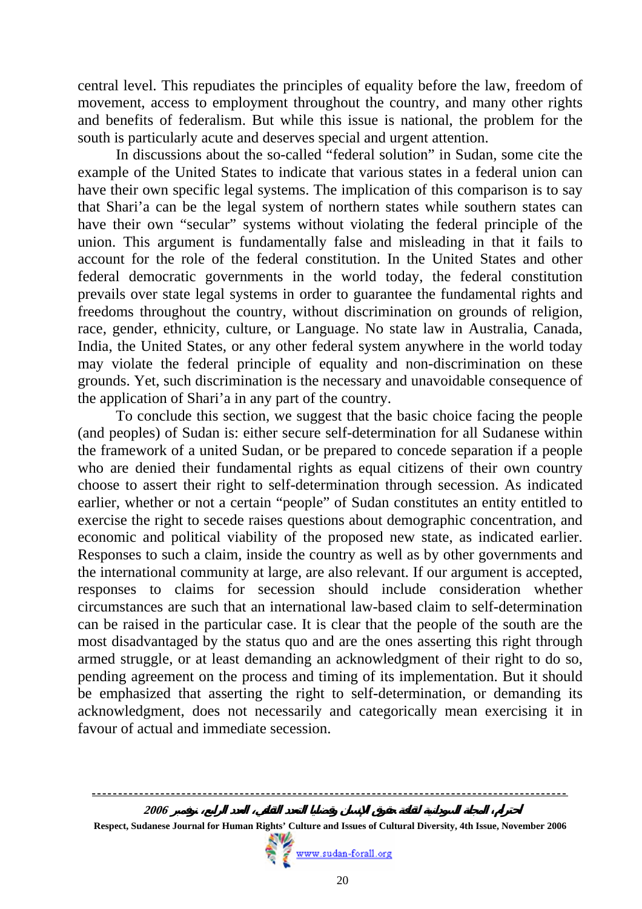central level. This repudiates the principles of equality before the law, freedom of movement, access to employment throughout the country, and many other rights and benefits of federalism. But while this issue is national, the problem for the south is particularly acute and deserves special and urgent attention.

In discussions about the so-called "federal solution" in Sudan, some cite the example of the United States to indicate that various states in a federal union can have their own specific legal systems. The implication of this comparison is to say that Shari'a can be the legal system of northern states while southern states can have their own "secular" systems without violating the federal principle of the union. This argument is fundamentally false and misleading in that it fails to account for the role of the federal constitution. In the United States and other federal democratic governments in the world today, the federal constitution prevails over state legal systems in order to guarantee the fundamental rights and freedoms throughout the country, without discrimination on grounds of religion, race, gender, ethnicity, culture, or Language. No state law in Australia, Canada, India, the United States, or any other federal system anywhere in the world today may violate the federal principle of equality and non-discrimination on these grounds. Yet, such discrimination is the necessary and unavoidable consequence of the application of Shari'a in any part of the country.

To conclude this section, we suggest that the basic choice facing the people (and peoples) of Sudan is: either secure self-determination for all Sudanese within the framework of a united Sudan, or be prepared to concede separation if a people who are denied their fundamental rights as equal citizens of their own country choose to assert their right to self-determination through secession. As indicated earlier, whether or not a certain "people" of Sudan constitutes an entity entitled to exercise the right to secede raises questions about demographic concentration, and economic and political viability of the proposed new state, as indicated earlier. Responses to such a claim, inside the country as well as by other governments and the international community at large, are also relevant. If our argument is accepted, responses to claims for secession should include consideration whether circumstances are such that an international law-based claim to self-determination can be raised in the particular case. It is clear that the people of the south are the most disadvantaged by the status quo and are the ones asserting this right through armed struggle, or at least demanding an acknowledgment of their right to do so, pending agreement on the process and timing of its implementation. But it should be emphasized that asserting the right to self-determination, or demanding its acknowledgment, does not necessarily and categorically mean exercising it in favour of actual and immediate secession.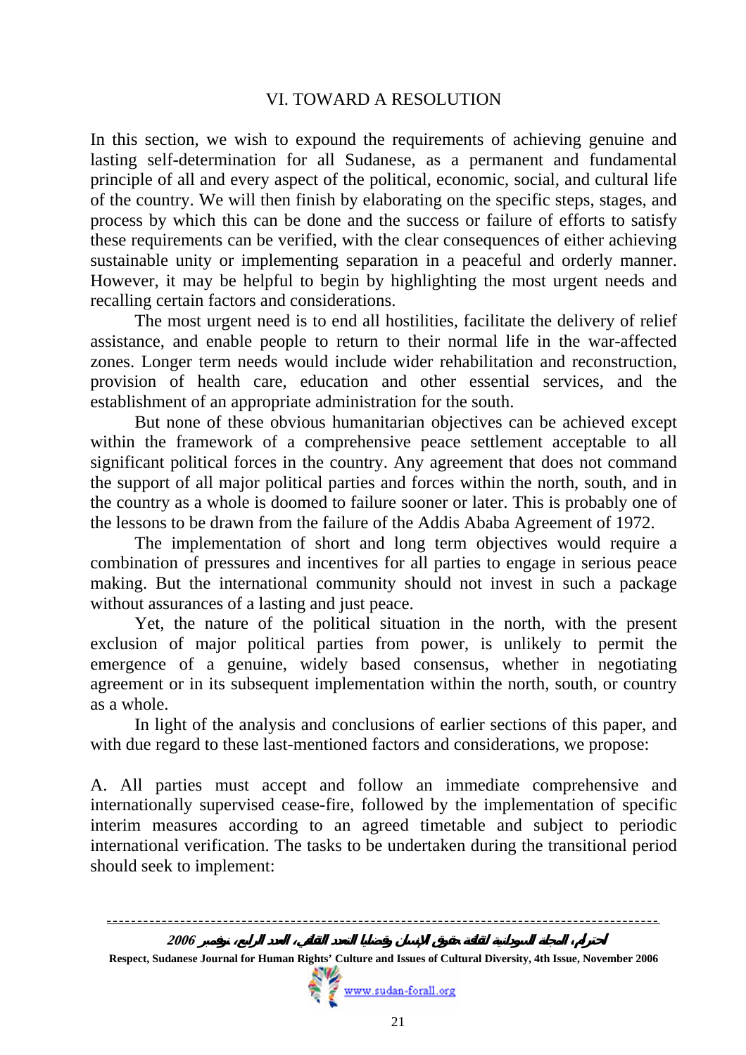## VI. TOWARD A RESOLUTION

In this section, we wish to expound the requirements of achieving genuine and lasting self-determination for all Sudanese, as a permanent and fundamental principle of all and every aspect of the political, economic, social, and cultural life of the country. We will then finish by elaborating on the specific steps, stages, and process by which this can be done and the success or failure of efforts to satisfy these requirements can be verified, with the clear consequences of either achieving sustainable unity or implementing separation in a peaceful and orderly manner. However, it may be helpful to begin by highlighting the most urgent needs and recalling certain factors and considerations.

The most urgent need is to end all hostilities, facilitate the delivery of relief assistance, and enable people to return to their normal life in the war-affected zones. Longer term needs would include wider rehabilitation and reconstruction, provision of health care, education and other essential services, and the establishment of an appropriate administration for the south.

But none of these obvious humanitarian objectives can be achieved except within the framework of a comprehensive peace settlement acceptable to all significant political forces in the country. Any agreement that does not command the support of all major political parties and forces within the north, south, and in the country as a whole is doomed to failure sooner or later. This is probably one of the lessons to be drawn from the failure of the Addis Ababa Agreement of 1972.

The implementation of short and long term objectives would require a combination of pressures and incentives for all parties to engage in serious peace making. But the international community should not invest in such a package without assurances of a lasting and just peace.

Yet, the nature of the political situation in the north, with the present exclusion of major political parties from power, is unlikely to permit the emergence of a genuine, widely based consensus, whether in negotiating agreement or in its subsequent implementation within the north, south, or country as a whole.

In light of the analysis and conclusions of earlier sections of this paper, and with due regard to these last-mentioned factors and considerations, we propose:

A. All parties must accept and follow an immediate comprehensive and internationally supervised cease-fire, followed by the implementation of specific interim measures according to an agreed timetable and subject to periodic international verification. The tasks to be undertaken during the transitional period should seek to implement: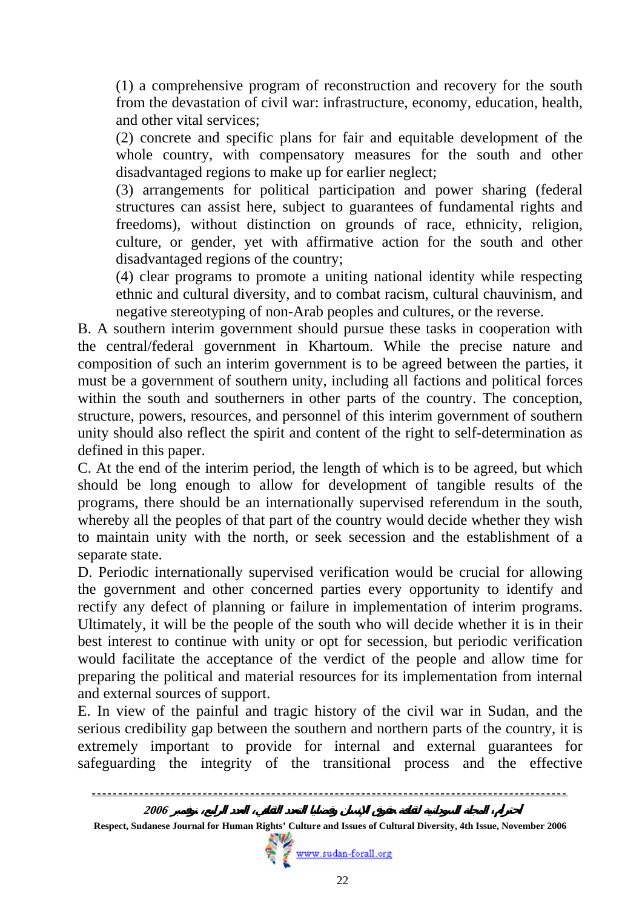(1) a comprehensive program of reconstruction and recovery for the south from the devastation of civil war: infrastructure, economy, education, health, and other vital services;

(2) concrete and specific plans for fair and equitable development of the whole country, with compensatory measures for the south and other disadvantaged regions to make up for earlier neglect;

(3) arrangements for political participation and power sharing (federal structures can assist here, subject to guarantees of fundamental rights and freedoms), without distinction on grounds of race, ethnicity, religion, culture, or gender, yet with affirmative action for the south and other disadvantaged regions of the country;

(4) clear programs to promote a uniting national identity while respecting ethnic and cultural diversity, and to combat racism, cultural chauvinism, and negative stereotyping of non-Arab peoples and cultures, or the reverse.

B. A southern interim government should pursue these tasks in cooperation with the central/federal government in Khartoum. While the precise nature and composition of such an interim government is to be agreed between the parties, it must be a government of southern unity, including all factions and political forces within the south and southerners in other parts of the country. The conception, structure, powers, resources, and personnel of this interim government of southern unity should also reflect the spirit and content of the right to self-determination as defined in this paper.

C. At the end of the interim period, the length of which is to be agreed, but which should be long enough to allow for development of tangible results of the programs, there should be an internationally supervised referendum in the south, whereby all the peoples of that part of the country would decide whether they wish to maintain unity with the north, or seek secession and the establishment of a separate state.

D. Periodic internationally supervised verification would be crucial for allowing the government and other concerned parties every opportunity to identify and rectify any defect of planning or failure in implementation of interim programs. Ultimately, it will be the people of the south who will decide whether it is in their best interest to continue with unity or opt for secession, but periodic verification would facilitate the acceptance of the verdict of the people and allow time for preparing the political and material resources for its implementation from internal and external sources of support.

E. In view of the painful and tragic history of the civil war in Sudan, and the serious credibility gap between the southern and northern parts of the country, it is extremely important to provide for internal and external guarantees for safeguarding the integrity of the transitional process and the effective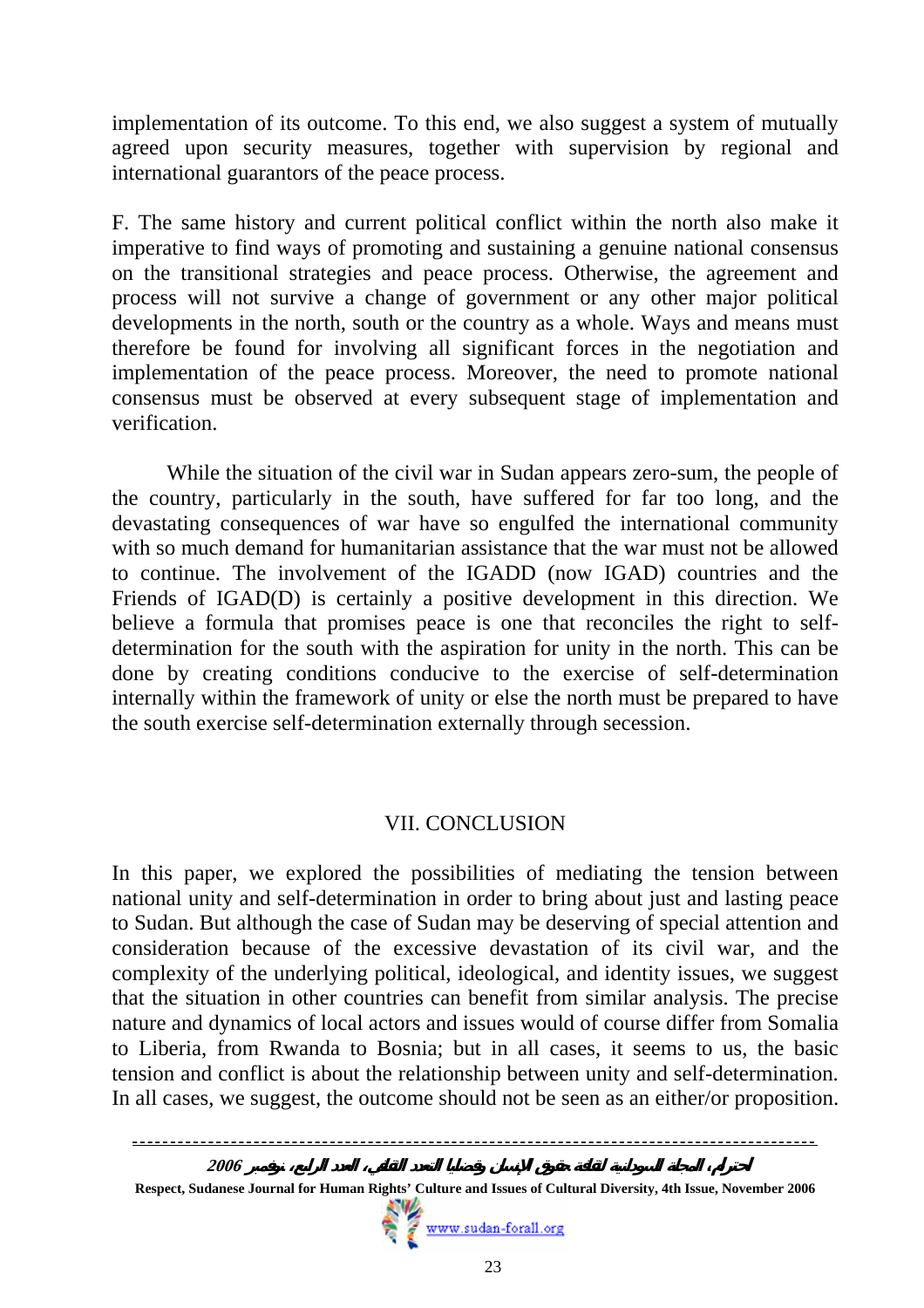implementation of its outcome. To this end, we also suggest a system of mutually agreed upon security measures, together with supervision by regional and international guarantors of the peace process.

F. The same history and current political conflict within the north also make it imperative to find ways of promoting and sustaining a genuine national consensus on the transitional strategies and peace process. Otherwise, the agreement and process will not survive a change of government or any other major political developments in the north, south or the country as a whole. Ways and means must therefore be found for involving all significant forces in the negotiation and implementation of the peace process. Moreover, the need to promote national consensus must be observed at every subsequent stage of implementation and verification.

While the situation of the civil war in Sudan appears zero-sum, the people of the country, particularly in the south, have suffered for far too long, and the devastating consequences of war have so engulfed the international community with so much demand for humanitarian assistance that the war must not be allowed to continue. The involvement of the IGADD (now IGAD) countries and the Friends of IGAD(D) is certainly a positive development in this direction. We believe a formula that promises peace is one that reconciles the right to self-determination for the south with the aspiration for unity in the north. This can be done by creating conditions conducive to the exercise of self-determination internally within the framework of unity or else the north must be prepared to have the south exercise self-determination externally through secession.

## VII. CONCLUSION

In this paper, we explored the possibilities of mediating the tension between national unity and self-determination in order to bring about just and lasting peace to Sudan. But although the case of Sudan may be deserving of special attention and consideration because of the excessive devastation of its civil war, and the complexity of the underlying political, ideological, and identity issues, we suggest that the situation in other countries can benefit from similar analysis. The precise nature and dynamics of local actors and issues would of course differ from Somalia to Liberia, from Rwanda to Bosnia; but in all cases, it seems to us, the basic tension and conflict is about the relationship between unity and self-determination. In all cases, we suggest, the outcome should not be seen as an either/or proposition.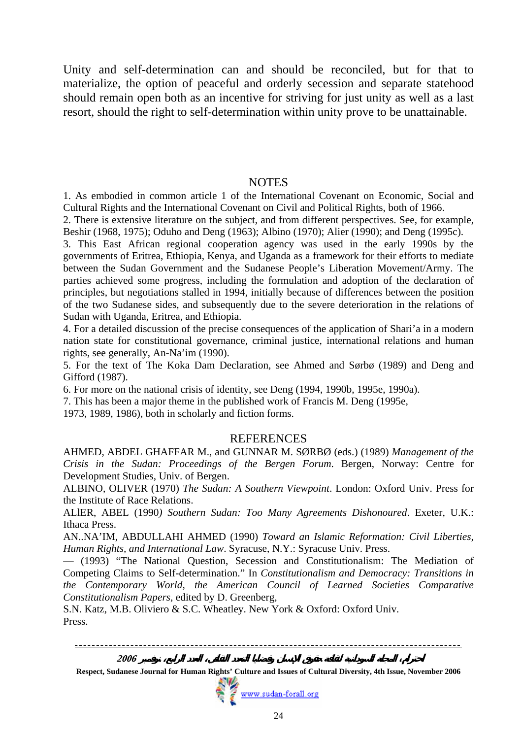Unity and self-determination can and should be reconciled, but for that to materialize, the option of peaceful and orderly secession and separate statehood should remain open both as an incentive for striving for just unity as well as a last resort, should the right to self-determination within unity prove to be unattainable.

## NOTES

1. As embodied in common article 1 of the International Covenant on Economic, Social and Cultural Rights and the International Covenant on Civil and Political Rights, both of 1966.
2. There is extensive literature on the subject, and from different perspectives. See, for example, Beshir (1968, 1975); Oduho and Deng (1963); Albino (1970); Alier (1990); and Deng (1995c).
3. This East African regional cooperation agency was used in the early 1990s by the governments of Eritrea, Ethiopia, Kenya, and Uganda as a framework for their efforts to mediate between the Sudan Government and the Sudanese People's Liberation Movement/Army. The parties achieved some progress, including the formulation and adoption of the declaration of principles, but negotiations stalled in 1994, initially because of differences between the position of the two Sudanese sides, and subsequently due to the severe deterioration in the relations of Sudan with Uganda, Eritrea, and Ethiopia.
4. For a detailed discussion of the precise consequences of the application of Shari'a in a modern nation state for constitutional governance, criminal justice, international relations and human rights, see generally, An-Na'im (1990).
5. For the text of The Koka Dam Declaration, see Ahmed and Sørbø (1989) and Deng and Gifford (1987).
6. For more on the national crisis of identity, see Deng (1994, 1990b, 1995e, 1990a).
7. This has been a major theme in the published work of Francis M. Deng (1995e, 1973, 1989, 1986), both in scholarly and fiction forms.

## REFERENCES

AHMED, ABDEL GHAFFAR M., and GUNNAR M. SØRBØ (eds.) (1989) *Management of the Crisis in the Sudan: Proceedings of the Bergen Forum*. Bergen, Norway: Centre for Development Studies, Univ. of Bergen.

ALBINO, OLIVER (1970) *The Sudan: A Southern Viewpoint*. London: Oxford Univ. Press for the Institute of Race Relations.

ALlER, ABEL (1990*) Southern Sudan: Too Many Agreements Dishonoured*. Exeter, U.K.: Ithaca Press.

AN..NA'IM, ABDULLAHI AHMED (1990) *Toward an Islamic Reformation: Civil Liberties, Human Rights, and International Law*. Syracuse, N.Y.: Syracuse Univ. Press.

— (1993) "The National Question, Secession and Constitutionalism: The Mediation of Competing Claims to Self-determination." In *Constitutionalism and Democracy: Transitions in the Contemporary World, the American Council of Learned Societies Comparative Constitutionalism Papers*, edited by D. Greenberg,
S.N. Katz, M.B. Oliviero & S.C. Wheatley. New York & Oxford: Oxford Univ. Press.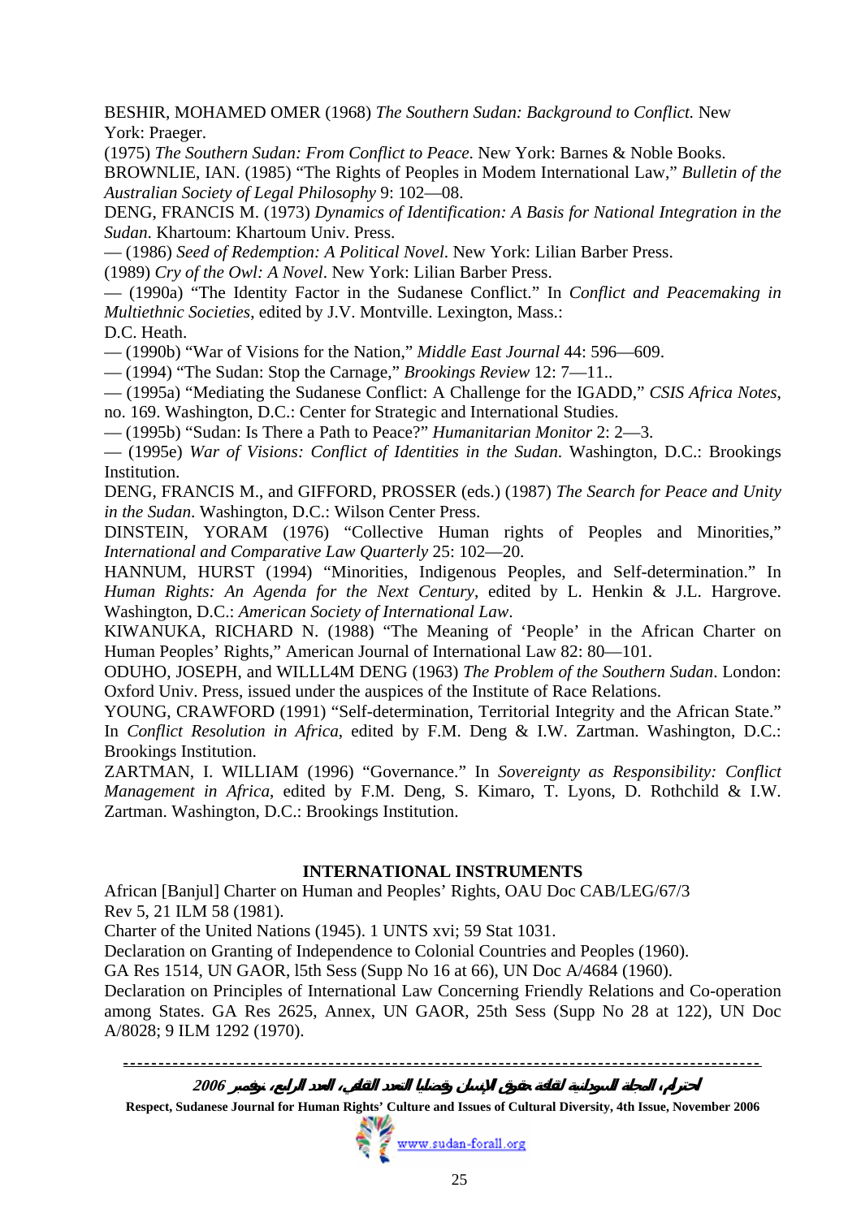BESHIR, MOHAMED OMER (1968) *The Southern Sudan: Background to Conflict.* New York: Praeger.

(1975) *The Southern Sudan: From Conflict to Peace*. New York: Barnes & Noble Books.

BROWNLIE, IAN. (1985) "The Rights of Peoples in Modem International Law," *Bulletin of the Australian Society of Legal Philosophy* 9: 102—08.

DENG, FRANCIS M. (1973) *Dynamics of Identification: A Basis for National Integration in the Sudan*. Khartoum: Khartoum Univ. Press.

— (1986) *Seed of Redemption: A Political Novel*. New York: Lilian Barber Press.

(1989) *Cry of the Owl: A Novel*. New York: Lilian Barber Press.

— (1990a) "The Identity Factor in the Sudanese Conflict." In *Conflict and Peacemaking in Multiethnic Societies*, edited by J.V. Montville. Lexington, Mass.:

D.C. Heath.

— (1990b) "War of Visions for the Nation," *Middle East Journal* 44: 596—609.

— (1994) "The Sudan: Stop the Carnage," *Brookings Review* 12: 7—11..

— (1995a) "Mediating the Sudanese Conflict: A Challenge for the IGADD," *CSIS Africa Notes*, no. 169. Washington, D.C.: Center for Strategic and International Studies.

— (1995b) "Sudan: Is There a Path to Peace?" *Humanitarian Monitor* 2: 2—3.

— (1995e) *War of Visions: Conflict of Identities in the Sudan*. Washington, D.C.: Brookings Institution.

DENG, FRANCIS M., and GIFFORD, PROSSER (eds.) (1987) *The Search for Peace and Unity in the Sudan*. Washington, D.C.: Wilson Center Press.

DINSTEIN, YORAM (1976) "Collective Human rights of Peoples and Minorities," *International and Comparative Law Quarterly* 25: 102—20.

HANNUM, HURST (1994) "Minorities, Indigenous Peoples, and Self-determination." In *Human Rights: An Agenda for the Next Century*, edited by L. Henkin & J.L. Hargrove. Washington, D.C.: *American Society of International Law*.

KIWANUKA, RICHARD N. (1988) "The Meaning of 'People' in the African Charter on Human Peoples' Rights," American Journal of International Law 82: 80—101.

ODUHO, JOSEPH, and WILLL4M DENG (1963) *The Problem of the Southern Sudan*. London: Oxford Univ. Press, issued under the auspices of the Institute of Race Relations.

YOUNG, CRAWFORD (1991) "Self-determination, Territorial Integrity and the African State." In *Conflict Resolution in Africa*, edited by F.M. Deng & I.W. Zartman. Washington, D.C.: Brookings Institution.

ZARTMAN, I. WILLIAM (1996) "Governance." In *Sovereignty as Responsibility: Conflict Management in Africa*, edited by F.M. Deng, S. Kimaro, T. Lyons, D. Rothchild & I.W. Zartman. Washington, D.C.: Brookings Institution.

**INTERNATIONAL INSTRUMENTS**

African [Banjul] Charter on Human and Peoples' Rights, OAU Doc CAB/LEG/67/3 Rev 5, 21 ILM 58 (1981).

Charter of the United Nations (1945). 1 UNTS xvi; 59 Stat 1031.

Declaration on Granting of Independence to Colonial Countries and Peoples (1960).

GA Res 1514, UN GAOR, l5th Sess (Supp No 16 at 66), UN Doc A/4684 (1960).

Declaration on Principles of International Law Concerning Friendly Relations and Co-operation among States. GA Res 2625, Annex, UN GAOR, 25th Sess (Supp No 28 at 122), UN Doc A/8028; 9 ILM 1292 (1970).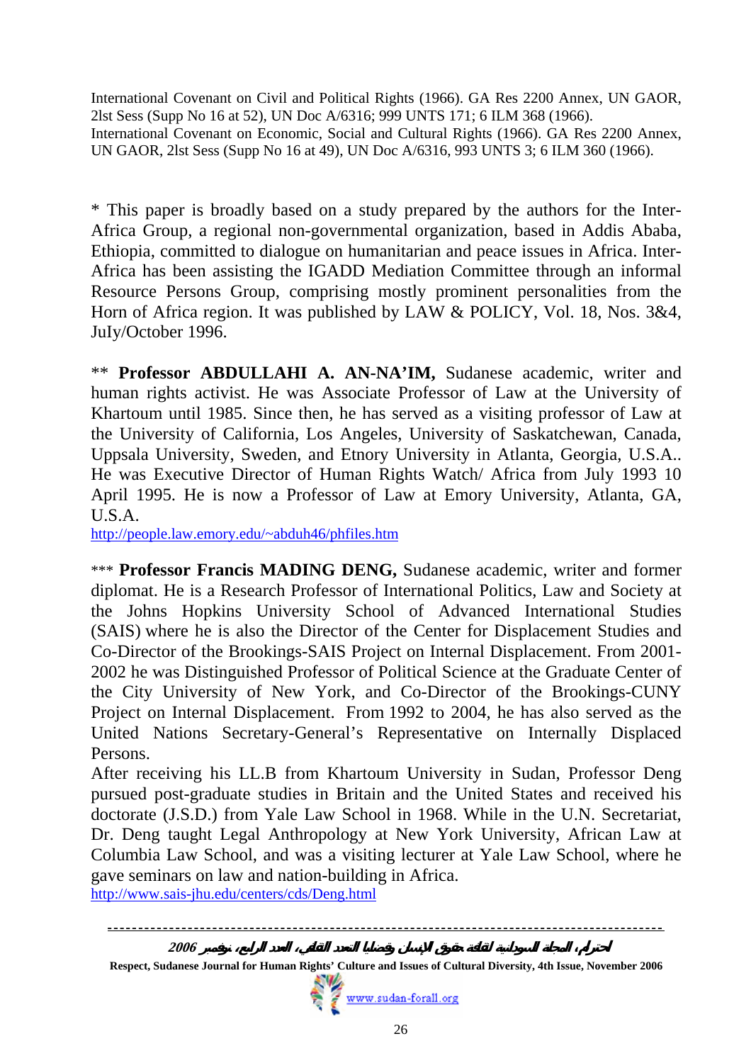International Covenant on Civil and Political Rights (1966). GA Res 2200 Annex, UN GAOR, 2lst Sess (Supp No 16 at 52), UN Doc A/6316; 999 UNTS 171; 6 ILM 368 (1966).
International Covenant on Economic, Social and Cultural Rights (1966). GA Res 2200 Annex, UN GAOR, 2lst Sess (Supp No 16 at 49), UN Doc A/6316, 993 UNTS 3; 6 ILM 360 (1966).

* This paper is broadly based on a study prepared by the authors for the Inter-Africa Group, a regional non-governmental organization, based in Addis Ababa, Ethiopia, committed to dialogue on humanitarian and peace issues in Africa. Inter-Africa has been assisting the IGADD Mediation Committee through an informal Resource Persons Group, comprising mostly prominent personalities from the Horn of Africa region. It was published by LAW & POLICY, Vol. 18, Nos. 3&4, JuIy/October 1996.

** **Professor ABDULLAHI A. AN-NA'IM,** Sudanese academic, writer and human rights activist. He was Associate Professor of Law at the University of Khartoum until 1985. Since then, he has served as a visiting professor of Law at the University of California, Los Angeles, University of Saskatchewan, Canada, Uppsala University, Sweden, and Etnory University in Atlanta, Georgia, U.S.A.. He was Executive Director of Human Rights Watch/ Africa from July 1993 10 April 1995. He is now a Professor of Law at Emory University, Atlanta, GA, U.S.A.
http://people.law.emory.edu/~abduh46/phfiles.htm

*** **Professor Francis MADING DENG,** Sudanese academic, writer and former diplomat. He is a Research Professor of International Politics, Law and Society at the Johns Hopkins University School of Advanced International Studies (SAIS) where he is also the Director of the Center for Displacement Studies and Co-Director of the Brookings-SAIS Project on Internal Displacement. From 2001-2002 he was Distinguished Professor of Political Science at the Graduate Center of the City University of New York, and Co-Director of the Brookings-CUNY Project on Internal Displacement. From 1992 to 2004, he has also served as the United Nations Secretary-General's Representative on Internally Displaced Persons.
After receiving his LL.B from Khartoum University in Sudan, Professor Deng pursued post-graduate studies in Britain and the United States and received his doctorate (J.S.D.) from Yale Law School in 1968. While in the U.N. Secretariat, Dr. Deng taught Legal Anthropology at New York University, African Law at Columbia Law School, and was a visiting lecturer at Yale Law School, where he gave seminars on law and nation-building in Africa.
http://www.sais-jhu.edu/centers/cds/Deng.html